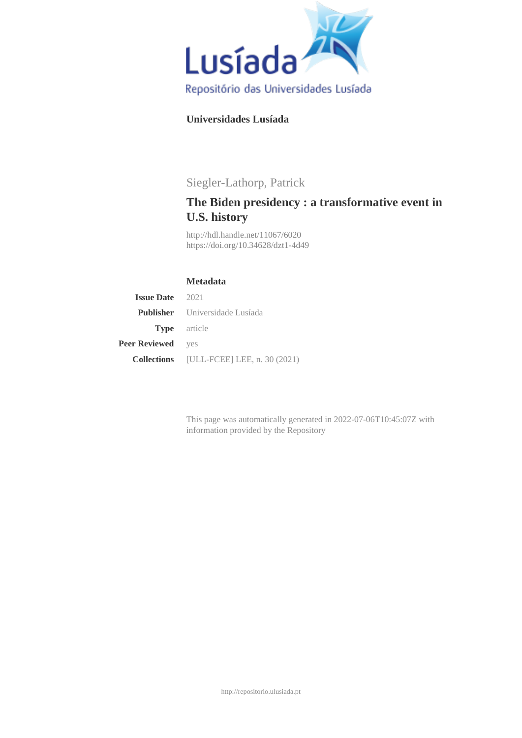Repositório das Universidades Lusíada

**Universidades Lusíada**

Siegler-Lathorp, Patrick

# The Biden presidency : a transformative event in U.S. history

http://hdl.handle.net/11067/6020
https://doi.org/10.34628/dzt1-4d49

### Metadata

| | |
|---|---|
| **Issue Date** | 2021 |
| **Publisher** | Universidade Lusíada |
| **Type** | article |
| **Peer Reviewed** | yes |
| **Collections** | [ULL-FCEE] LEE, n. 30 (2021) |

This page was automatically generated in 2022-07-06T10:45:07Z with information provided by the Repository

http://repositorio.ulusiada.pt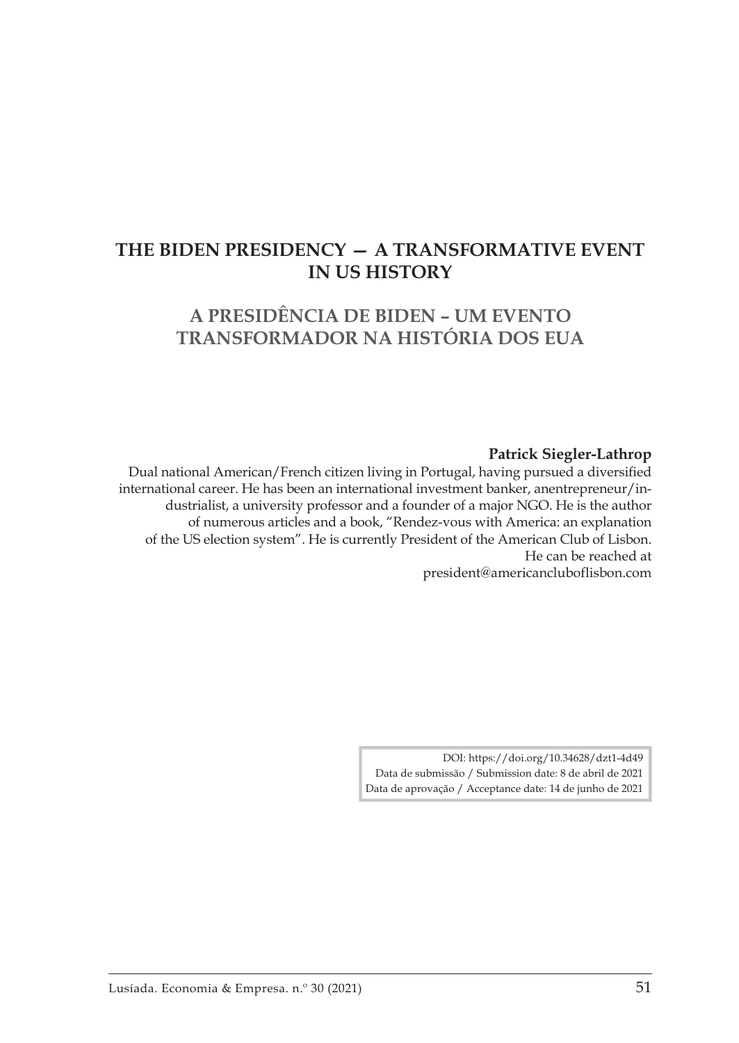# THE BIDEN PRESIDENCY — A TRANSFORMATIVE EVENT IN US HISTORY

# A PRESIDÊNCIA DE BIDEN – UM EVENTO TRANSFORMADOR NA HISTÓRIA DOS EUA

**Patrick Siegler-Lathrop**

Dual national American/French citizen living in Portugal, having pursued a diversified international career. He has been an international investment banker, anentrepreneur/industrialist, a university professor and a founder of a major NGO. He is the author of numerous articles and a book, "Rendez-vous with America: an explanation of the US election system". He is currently President of the American Club of Lisbon. He can be reached at president@americancluboflisbon.com

DOI: https://doi.org/10.34628/dzt1-4d49
Data de submissão / Submission date: 8 de abril de 2021
Data de aprovação / Acceptance date: 14 de junho de 2021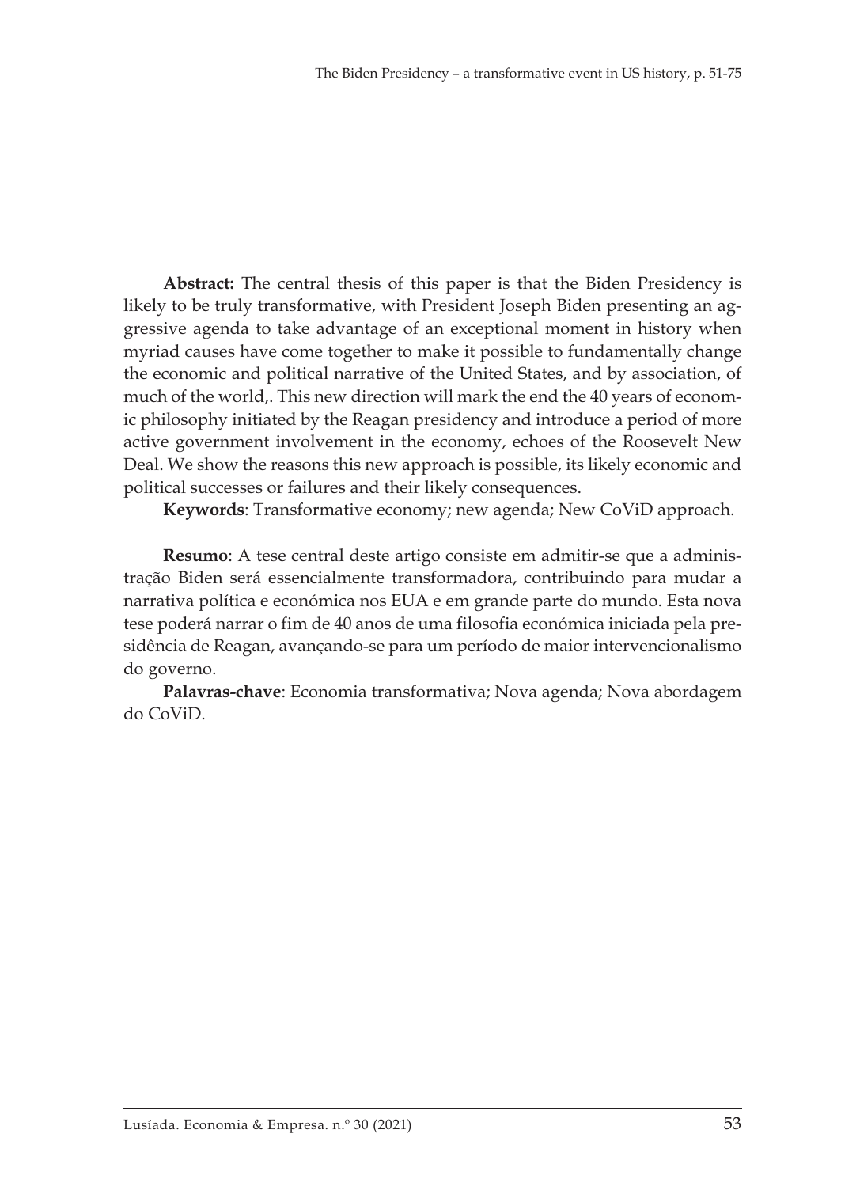**Abstract:** The central thesis of this paper is that the Biden Presidency is likely to be truly transformative, with President Joseph Biden presenting an aggressive agenda to take advantage of an exceptional moment in history when myriad causes have come together to make it possible to fundamentally change the economic and political narrative of the United States, and by association, of much of the world,. This new direction will mark the end the 40 years of economic philosophy initiated by the Reagan presidency and introduce a period of more active government involvement in the economy, echoes of the Roosevelt New Deal. We show the reasons this new approach is possible, its likely economic and political successes or failures and their likely consequences.

**Keywords**: Transformative economy; new agenda; New CoViD approach.

**Resumo**: A tese central deste artigo consiste em admitir-se que a administração Biden será essencialmente transformadora, contribuindo para mudar a narrativa política e económica nos EUA e em grande parte do mundo. Esta nova tese poderá narrar o fim de 40 anos de uma filosofia económica iniciada pela presidência de Reagan, avançando-se para um período de maior intervencionalismo do governo.

**Palavras-chave**: Economia transformativa; Nova agenda; Nova abordagem do CoViD.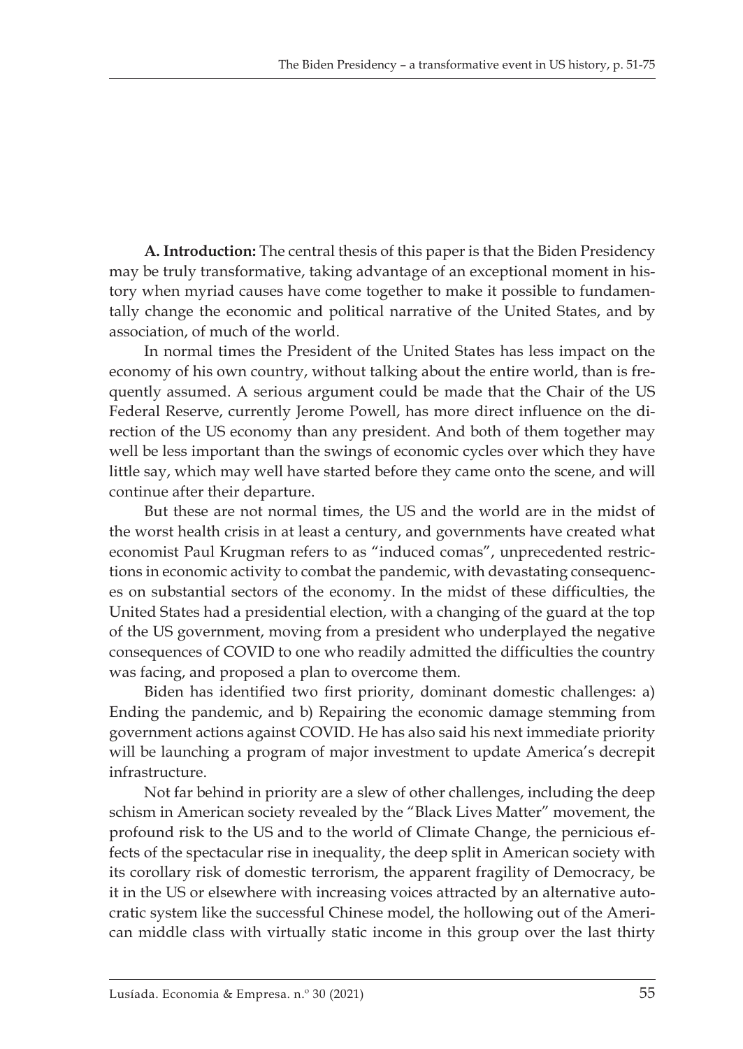**A. Introduction:** The central thesis of this paper is that the Biden Presidency may be truly transformative, taking advantage of an exceptional moment in history when myriad causes have come together to make it possible to fundamentally change the economic and political narrative of the United States, and by association, of much of the world.

In normal times the President of the United States has less impact on the economy of his own country, without talking about the entire world, than is frequently assumed. A serious argument could be made that the Chair of the US Federal Reserve, currently Jerome Powell, has more direct influence on the direction of the US economy than any president. And both of them together may well be less important than the swings of economic cycles over which they have little say, which may well have started before they came onto the scene, and will continue after their departure.

But these are not normal times, the US and the world are in the midst of the worst health crisis in at least a century, and governments have created what economist Paul Krugman refers to as "induced comas", unprecedented restrictions in economic activity to combat the pandemic, with devastating consequences on substantial sectors of the economy. In the midst of these difficulties, the United States had a presidential election, with a changing of the guard at the top of the US government, moving from a president who underplayed the negative consequences of COVID to one who readily admitted the difficulties the country was facing, and proposed a plan to overcome them.

Biden has identified two first priority, dominant domestic challenges: a) Ending the pandemic, and b) Repairing the economic damage stemming from government actions against COVID. He has also said his next immediate priority will be launching a program of major investment to update America's decrepit infrastructure.

Not far behind in priority are a slew of other challenges, including the deep schism in American society revealed by the "Black Lives Matter" movement, the profound risk to the US and to the world of Climate Change, the pernicious effects of the spectacular rise in inequality, the deep split in American society with its corollary risk of domestic terrorism, the apparent fragility of Democracy, be it in the US or elsewhere with increasing voices attracted by an alternative autocratic system like the successful Chinese model, the hollowing out of the American middle class with virtually static income in this group over the last thirty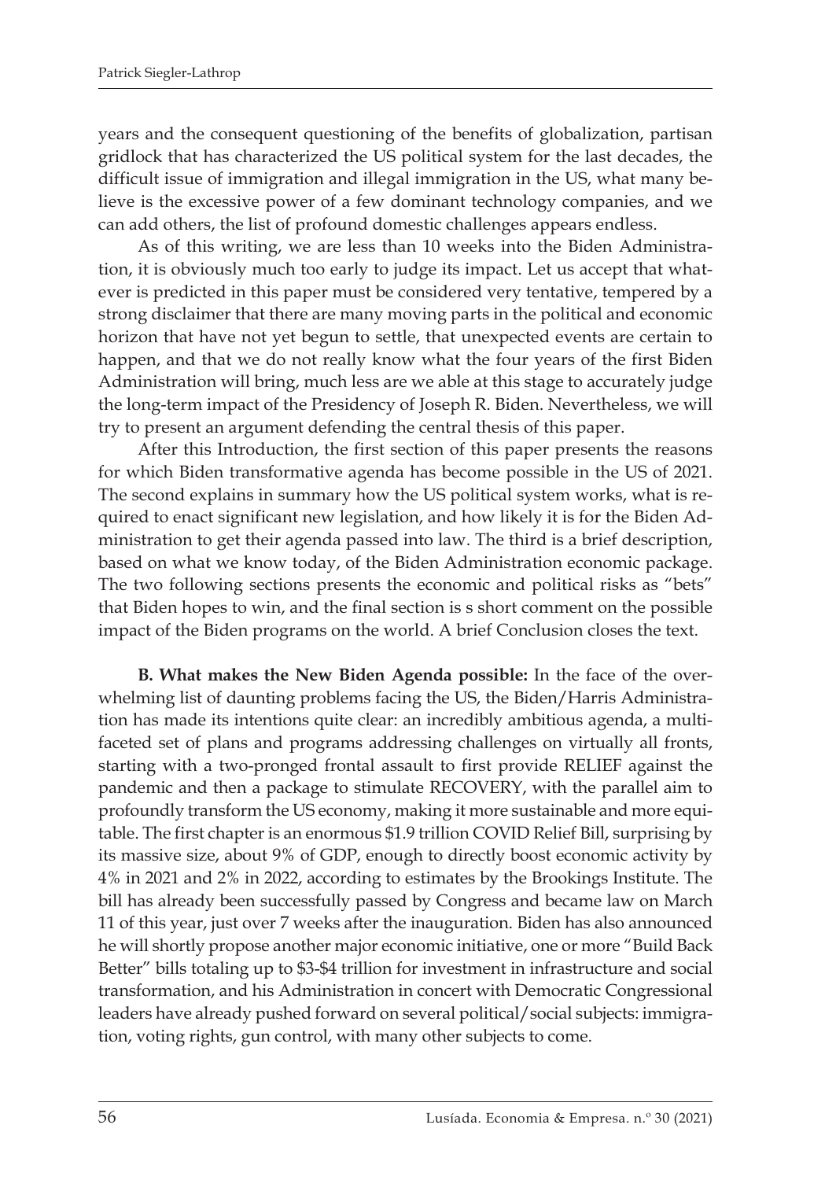years and the consequent questioning of the benefits of globalization, partisan gridlock that has characterized the US political system for the last decades, the difficult issue of immigration and illegal immigration in the US, what many believe is the excessive power of a few dominant technology companies, and we can add others, the list of profound domestic challenges appears endless.

As of this writing, we are less than 10 weeks into the Biden Administration, it is obviously much too early to judge its impact. Let us accept that whatever is predicted in this paper must be considered very tentative, tempered by a strong disclaimer that there are many moving parts in the political and economic horizon that have not yet begun to settle, that unexpected events are certain to happen, and that we do not really know what the four years of the first Biden Administration will bring, much less are we able at this stage to accurately judge the long-term impact of the Presidency of Joseph R. Biden. Nevertheless, we will try to present an argument defending the central thesis of this paper.

After this Introduction, the first section of this paper presents the reasons for which Biden transformative agenda has become possible in the US of 2021. The second explains in summary how the US political system works, what is required to enact significant new legislation, and how likely it is for the Biden Administration to get their agenda passed into law. The third is a brief description, based on what we know today, of the Biden Administration economic package. The two following sections presents the economic and political risks as "bets" that Biden hopes to win, and the final section is s short comment on the possible impact of the Biden programs on the world. A brief Conclusion closes the text.

**B. What makes the New Biden Agenda possible:** In the face of the overwhelming list of daunting problems facing the US, the Biden/Harris Administration has made its intentions quite clear: an incredibly ambitious agenda, a multi-faceted set of plans and programs addressing challenges on virtually all fronts, starting with a two-pronged frontal assault to first provide RELIEF against the pandemic and then a package to stimulate RECOVERY, with the parallel aim to profoundly transform the US economy, making it more sustainable and more equitable. The first chapter is an enormous \$1.9 trillion COVID Relief Bill, surprising by its massive size, about 9% of GDP, enough to directly boost economic activity by 4% in 2021 and 2% in 2022, according to estimates by the Brookings Institute. The bill has already been successfully passed by Congress and became law on March 11 of this year, just over 7 weeks after the inauguration. Biden has also announced he will shortly propose another major economic initiative, one or more "Build Back Better" bills totaling up to \$3-\$4 trillion for investment in infrastructure and social transformation, and his Administration in concert with Democratic Congressional leaders have already pushed forward on several political/social subjects: immigration, voting rights, gun control, with many other subjects to come.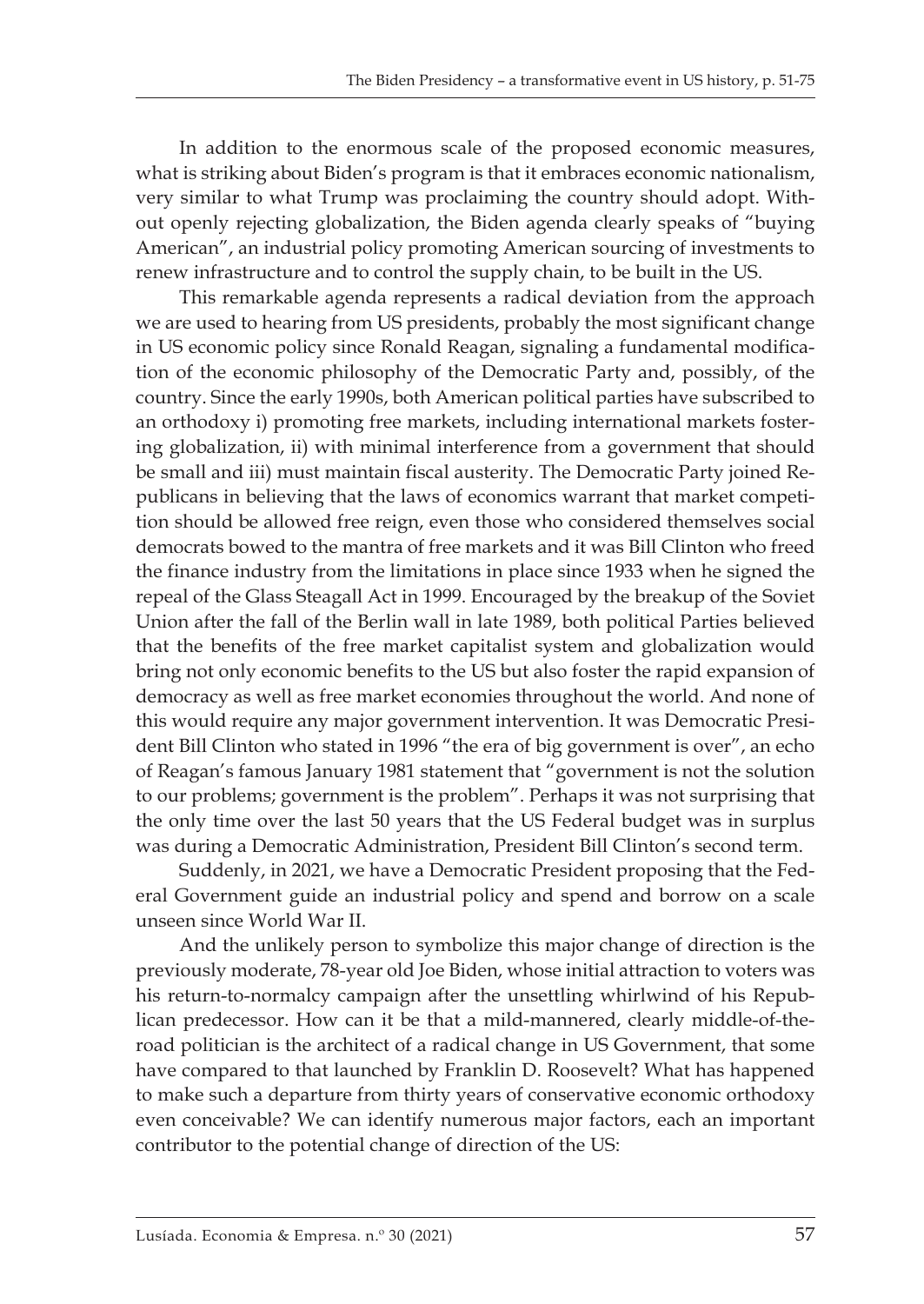In addition to the enormous scale of the proposed economic measures, what is striking about Biden's program is that it embraces economic nationalism, very similar to what Trump was proclaiming the country should adopt. Without openly rejecting globalization, the Biden agenda clearly speaks of "buying American", an industrial policy promoting American sourcing of investments to renew infrastructure and to control the supply chain, to be built in the US.

This remarkable agenda represents a radical deviation from the approach we are used to hearing from US presidents, probably the most significant change in US economic policy since Ronald Reagan, signaling a fundamental modification of the economic philosophy of the Democratic Party and, possibly, of the country. Since the early 1990s, both American political parties have subscribed to an orthodoxy i) promoting free markets, including international markets fostering globalization, ii) with minimal interference from a government that should be small and iii) must maintain fiscal austerity. The Democratic Party joined Republicans in believing that the laws of economics warrant that market competition should be allowed free reign, even those who considered themselves social democrats bowed to the mantra of free markets and it was Bill Clinton who freed the finance industry from the limitations in place since 1933 when he signed the repeal of the Glass Steagall Act in 1999. Encouraged by the breakup of the Soviet Union after the fall of the Berlin wall in late 1989, both political Parties believed that the benefits of the free market capitalist system and globalization would bring not only economic benefits to the US but also foster the rapid expansion of democracy as well as free market economies throughout the world. And none of this would require any major government intervention. It was Democratic President Bill Clinton who stated in 1996 "the era of big government is over", an echo of Reagan's famous January 1981 statement that "government is not the solution to our problems; government is the problem". Perhaps it was not surprising that the only time over the last 50 years that the US Federal budget was in surplus was during a Democratic Administration, President Bill Clinton's second term.

Suddenly, in 2021, we have a Democratic President proposing that the Federal Government guide an industrial policy and spend and borrow on a scale unseen since World War II.

And the unlikely person to symbolize this major change of direction is the previously moderate, 78-year old Joe Biden, whose initial attraction to voters was his return-to-normalcy campaign after the unsettling whirlwind of his Republican predecessor. How can it be that a mild-mannered, clearly middle-of-the-road politician is the architect of a radical change in US Government, that some have compared to that launched by Franklin D. Roosevelt? What has happened to make such a departure from thirty years of conservative economic orthodoxy even conceivable? We can identify numerous major factors, each an important contributor to the potential change of direction of the US: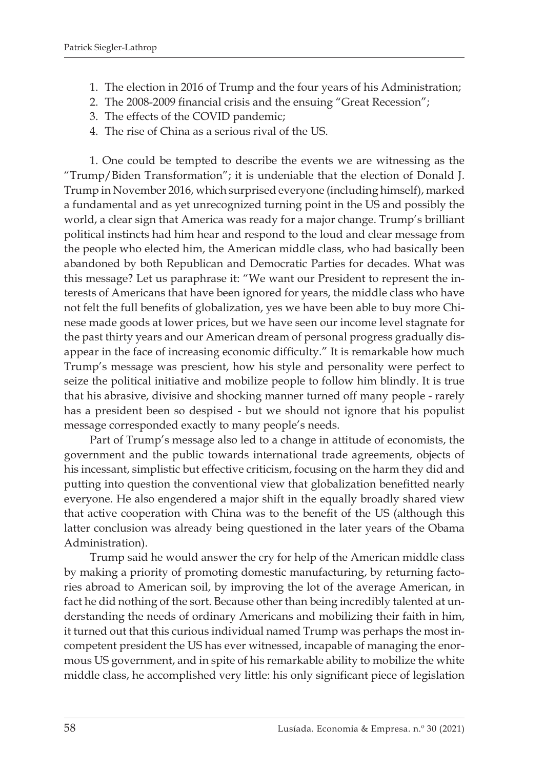1. The election in 2016 of Trump and the four years of his Administration;
2. The 2008-2009 financial crisis and the ensuing "Great Recession";
3. The effects of the COVID pandemic;
4. The rise of China as a serious rival of the US.

1. One could be tempted to describe the events we are witnessing as the "Trump/Biden Transformation"; it is undeniable that the election of Donald J. Trump in November 2016, which surprised everyone (including himself), marked a fundamental and as yet unrecognized turning point in the US and possibly the world, a clear sign that America was ready for a major change. Trump's brilliant political instincts had him hear and respond to the loud and clear message from the people who elected him, the American middle class, who had basically been abandoned by both Republican and Democratic Parties for decades. What was this message? Let us paraphrase it: "We want our President to represent the interests of Americans that have been ignored for years, the middle class who have not felt the full benefits of globalization, yes we have been able to buy more Chinese made goods at lower prices, but we have seen our income level stagnate for the past thirty years and our American dream of personal progress gradually disappear in the face of increasing economic difficulty." It is remarkable how much Trump's message was prescient, how his style and personality were perfect to seize the political initiative and mobilize people to follow him blindly. It is true that his abrasive, divisive and shocking manner turned off many people - rarely has a president been so despised - but we should not ignore that his populist message corresponded exactly to many people's needs.

Part of Trump's message also led to a change in attitude of economists, the government and the public towards international trade agreements, objects of his incessant, simplistic but effective criticism, focusing on the harm they did and putting into question the conventional view that globalization benefitted nearly everyone. He also engendered a major shift in the equally broadly shared view that active cooperation with China was to the benefit of the US (although this latter conclusion was already being questioned in the later years of the Obama Administration).

Trump said he would answer the cry for help of the American middle class by making a priority of promoting domestic manufacturing, by returning factories abroad to American soil, by improving the lot of the average American, in fact he did nothing of the sort. Because other than being incredibly talented at understanding the needs of ordinary Americans and mobilizing their faith in him, it turned out that this curious individual named Trump was perhaps the most incompetent president the US has ever witnessed, incapable of managing the enormous US government, and in spite of his remarkable ability to mobilize the white middle class, he accomplished very little: his only significant piece of legislation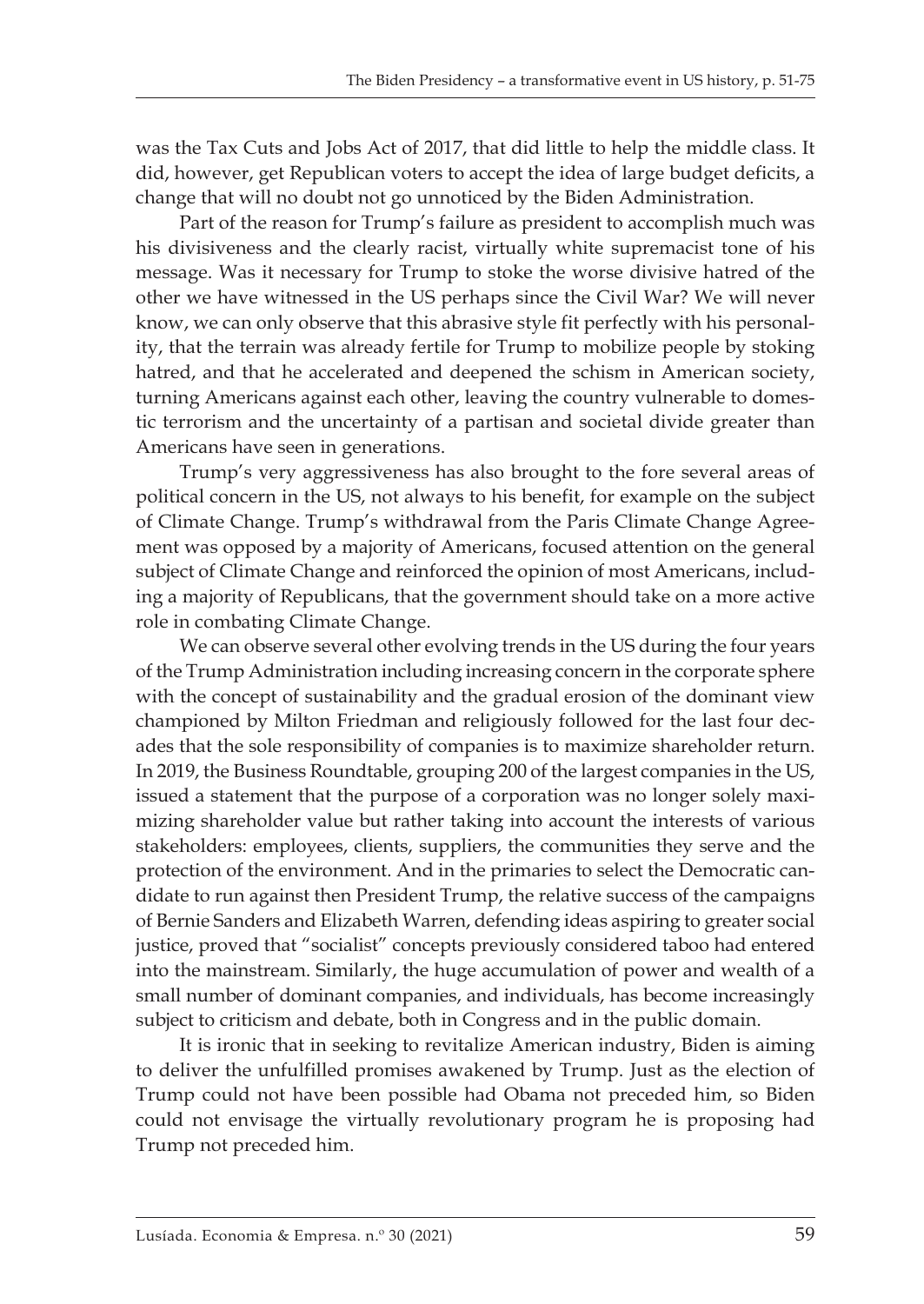was the Tax Cuts and Jobs Act of 2017, that did little to help the middle class. It did, however, get Republican voters to accept the idea of large budget deficits, a change that will no doubt not go unnoticed by the Biden Administration.

Part of the reason for Trump's failure as president to accomplish much was his divisiveness and the clearly racist, virtually white supremacist tone of his message. Was it necessary for Trump to stoke the worse divisive hatred of the other we have witnessed in the US perhaps since the Civil War? We will never know, we can only observe that this abrasive style fit perfectly with his personality, that the terrain was already fertile for Trump to mobilize people by stoking hatred, and that he accelerated and deepened the schism in American society, turning Americans against each other, leaving the country vulnerable to domestic terrorism and the uncertainty of a partisan and societal divide greater than Americans have seen in generations.

Trump's very aggressiveness has also brought to the fore several areas of political concern in the US, not always to his benefit, for example on the subject of Climate Change. Trump's withdrawal from the Paris Climate Change Agreement was opposed by a majority of Americans, focused attention on the general subject of Climate Change and reinforced the opinion of most Americans, including a majority of Republicans, that the government should take on a more active role in combating Climate Change.

We can observe several other evolving trends in the US during the four years of the Trump Administration including increasing concern in the corporate sphere with the concept of sustainability and the gradual erosion of the dominant view championed by Milton Friedman and religiously followed for the last four decades that the sole responsibility of companies is to maximize shareholder return. In 2019, the Business Roundtable, grouping 200 of the largest companies in the US, issued a statement that the purpose of a corporation was no longer solely maximizing shareholder value but rather taking into account the interests of various stakeholders: employees, clients, suppliers, the communities they serve and the protection of the environment. And in the primaries to select the Democratic candidate to run against then President Trump, the relative success of the campaigns of Bernie Sanders and Elizabeth Warren, defending ideas aspiring to greater social justice, proved that "socialist" concepts previously considered taboo had entered into the mainstream. Similarly, the huge accumulation of power and wealth of a small number of dominant companies, and individuals, has become increasingly subject to criticism and debate, both in Congress and in the public domain.

It is ironic that in seeking to revitalize American industry, Biden is aiming to deliver the unfulfilled promises awakened by Trump. Just as the election of Trump could not have been possible had Obama not preceded him, so Biden could not envisage the virtually revolutionary program he is proposing had Trump not preceded him.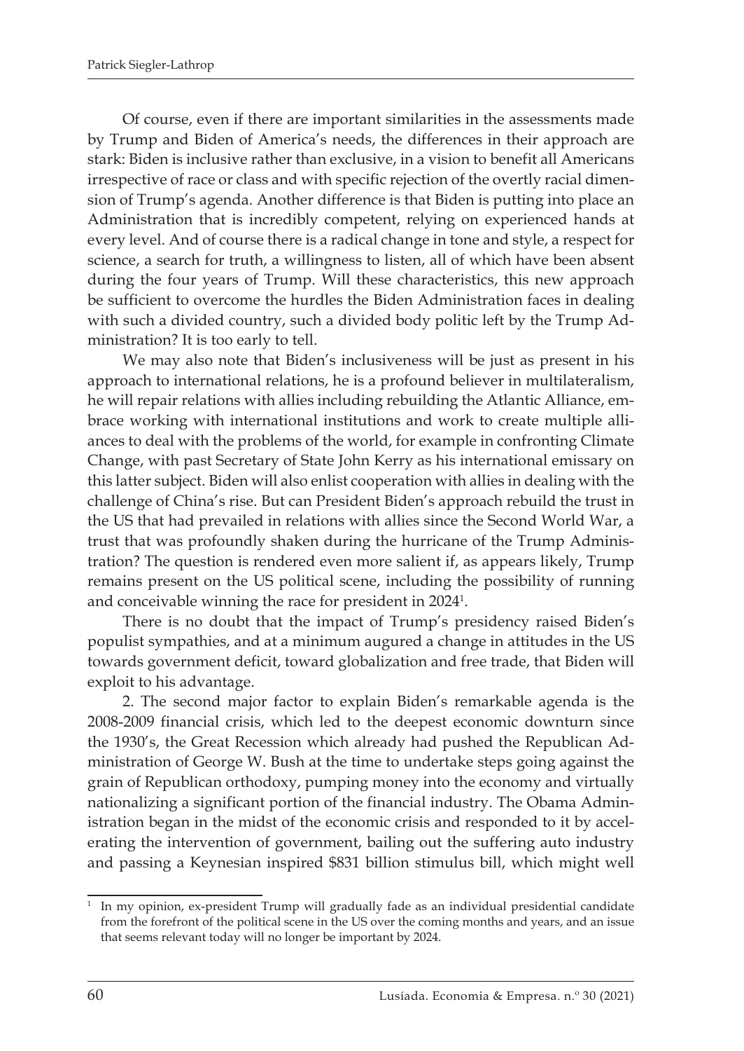Of course, even if there are important similarities in the assessments made by Trump and Biden of America's needs, the differences in their approach are stark: Biden is inclusive rather than exclusive, in a vision to benefit all Americans irrespective of race or class and with specific rejection of the overtly racial dimension of Trump's agenda. Another difference is that Biden is putting into place an Administration that is incredibly competent, relying on experienced hands at every level. And of course there is a radical change in tone and style, a respect for science, a search for truth, a willingness to listen, all of which have been absent during the four years of Trump. Will these characteristics, this new approach be sufficient to overcome the hurdles the Biden Administration faces in dealing with such a divided country, such a divided body politic left by the Trump Administration? It is too early to tell.

We may also note that Biden's inclusiveness will be just as present in his approach to international relations, he is a profound believer in multilateralism, he will repair relations with allies including rebuilding the Atlantic Alliance, embrace working with international institutions and work to create multiple alliances to deal with the problems of the world, for example in confronting Climate Change, with past Secretary of State John Kerry as his international emissary on this latter subject. Biden will also enlist cooperation with allies in dealing with the challenge of China's rise. But can President Biden's approach rebuild the trust in the US that had prevailed in relations with allies since the Second World War, a trust that was profoundly shaken during the hurricane of the Trump Administration? The question is rendered even more salient if, as appears likely, Trump remains present on the US political scene, including the possibility of running and conceivable winning the race for president in 2024[1].

There is no doubt that the impact of Trump's presidency raised Biden's populist sympathies, and at a minimum augured a change in attitudes in the US towards government deficit, toward globalization and free trade, that Biden will exploit to his advantage.

2. The second major factor to explain Biden's remarkable agenda is the 2008-2009 financial crisis, which led to the deepest economic downturn since the 1930's, the Great Recession which already had pushed the Republican Administration of George W. Bush at the time to undertake steps going against the grain of Republican orthodoxy, pumping money into the economy and virtually nationalizing a significant portion of the financial industry. The Obama Administration began in the midst of the economic crisis and responded to it by accelerating the intervention of government, bailing out the suffering auto industry and passing a Keynesian inspired $831 billion stimulus bill, which might well

[1] In my opinion, ex-president Trump will gradually fade as an individual presidential candidate from the forefront of the political scene in the US over the coming months and years, and an issue that seems relevant today will no longer be important by 2024.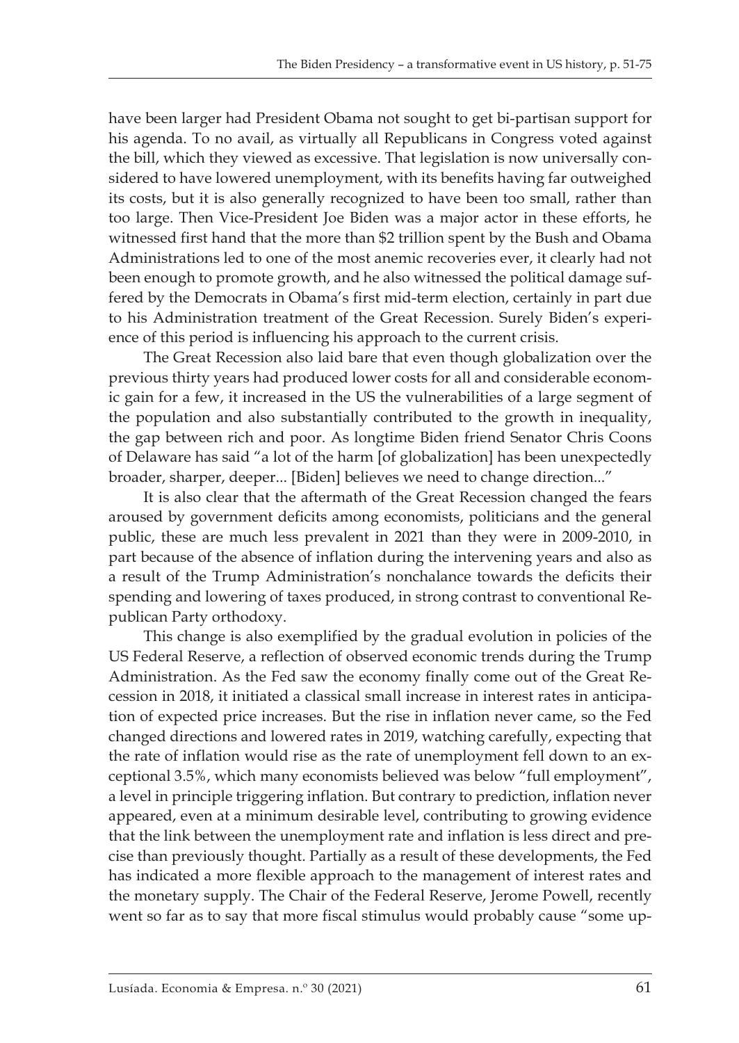have been larger had President Obama not sought to get bi-partisan support for his agenda. To no avail, as virtually all Republicans in Congress voted against the bill, which they viewed as excessive. That legislation is now universally considered to have lowered unemployment, with its benefits having far outweighed its costs, but it is also generally recognized to have been too small, rather than too large. Then Vice-President Joe Biden was a major actor in these efforts, he witnessed first hand that the more than $2 trillion spent by the Bush and Obama Administrations led to one of the most anemic recoveries ever, it clearly had not been enough to promote growth, and he also witnessed the political damage suffered by the Democrats in Obama's first mid-term election, certainly in part due to his Administration treatment of the Great Recession. Surely Biden's experience of this period is influencing his approach to the current crisis.

The Great Recession also laid bare that even though globalization over the previous thirty years had produced lower costs for all and considerable economic gain for a few, it increased in the US the vulnerabilities of a large segment of the population and also substantially contributed to the growth in inequality, the gap between rich and poor. As longtime Biden friend Senator Chris Coons of Delaware has said "a lot of the harm [of globalization] has been unexpectedly broader, sharper, deeper... [Biden] believes we need to change direction..."

It is also clear that the aftermath of the Great Recession changed the fears aroused by government deficits among economists, politicians and the general public, these are much less prevalent in 2021 than they were in 2009-2010, in part because of the absence of inflation during the intervening years and also as a result of the Trump Administration's nonchalance towards the deficits their spending and lowering of taxes produced, in strong contrast to conventional Republican Party orthodoxy.

This change is also exemplified by the gradual evolution in policies of the US Federal Reserve, a reflection of observed economic trends during the Trump Administration. As the Fed saw the economy finally come out of the Great Recession in 2018, it initiated a classical small increase in interest rates in anticipation of expected price increases. But the rise in inflation never came, so the Fed changed directions and lowered rates in 2019, watching carefully, expecting that the rate of inflation would rise as the rate of unemployment fell down to an exceptional 3.5%, which many economists believed was below "full employment", a level in principle triggering inflation. But contrary to prediction, inflation never appeared, even at a minimum desirable level, contributing to growing evidence that the link between the unemployment rate and inflation is less direct and precise than previously thought. Partially as a result of these developments, the Fed has indicated a more flexible approach to the management of interest rates and the monetary supply. The Chair of the Federal Reserve, Jerome Powell, recently went so far as to say that more fiscal stimulus would probably cause "some up-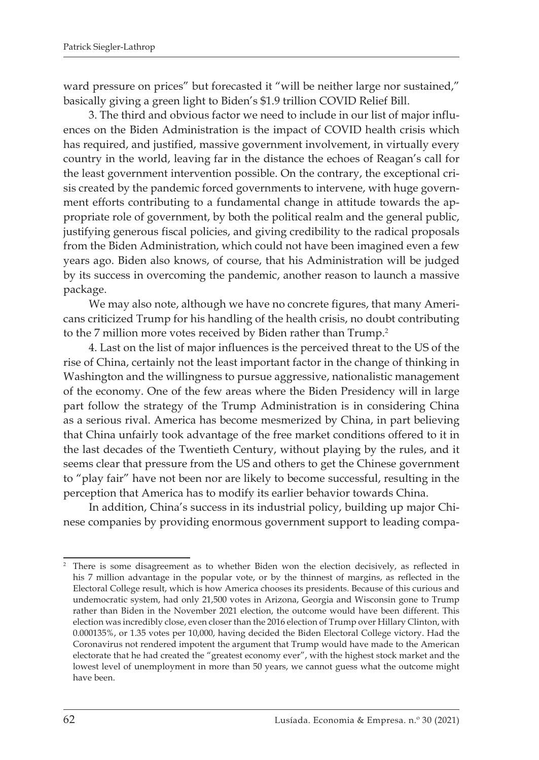ward pressure on prices" but forecasted it "will be neither large nor sustained," basically giving a green light to Biden's $1.9 trillion COVID Relief Bill.

3. The third and obvious factor we need to include in our list of major influences on the Biden Administration is the impact of COVID health crisis which has required, and justified, massive government involvement, in virtually every country in the world, leaving far in the distance the echoes of Reagan's call for the least government intervention possible. On the contrary, the exceptional crisis created by the pandemic forced governments to intervene, with huge government efforts contributing to a fundamental change in attitude towards the appropriate role of government, by both the political realm and the general public, justifying generous fiscal policies, and giving credibility to the radical proposals from the Biden Administration, which could not have been imagined even a few years ago. Biden also knows, of course, that his Administration will be judged by its success in overcoming the pandemic, another reason to launch a massive package.

We may also note, although we have no concrete figures, that many Americans criticized Trump for his handling of the health crisis, no doubt contributing to the 7 million more votes received by Biden rather than Trump.[2]

4. Last on the list of major influences is the perceived threat to the US of the rise of China, certainly not the least important factor in the change of thinking in Washington and the willingness to pursue aggressive, nationalistic management of the economy. One of the few areas where the Biden Presidency will in large part follow the strategy of the Trump Administration is in considering China as a serious rival. America has become mesmerized by China, in part believing that China unfairly took advantage of the free market conditions offered to it in the last decades of the Twentieth Century, without playing by the rules, and it seems clear that pressure from the US and others to get the Chinese government to "play fair" have not been nor are likely to become successful, resulting in the perception that America has to modify its earlier behavior towards China.

In addition, China's success in its industrial policy, building up major Chinese companies by providing enormous government support to leading compa-

[2] There is some disagreement as to whether Biden won the election decisively, as reflected in his 7 million advantage in the popular vote, or by the thinnest of margins, as reflected in the Electoral College result, which is how America chooses its presidents. Because of this curious and undemocratic system, had only 21,500 votes in Arizona, Georgia and Wisconsin gone to Trump rather than Biden in the November 2021 election, the outcome would have been different. This election was incredibly close, even closer than the 2016 election of Trump over Hillary Clinton, with 0.000135%, or 1.35 votes per 10,000, having decided the Biden Electoral College victory. Had the Coronavirus not rendered impotent the argument that Trump would have made to the American electorate that he had created the "greatest economy ever", with the highest stock market and the lowest level of unemployment in more than 50 years, we cannot guess what the outcome might have been.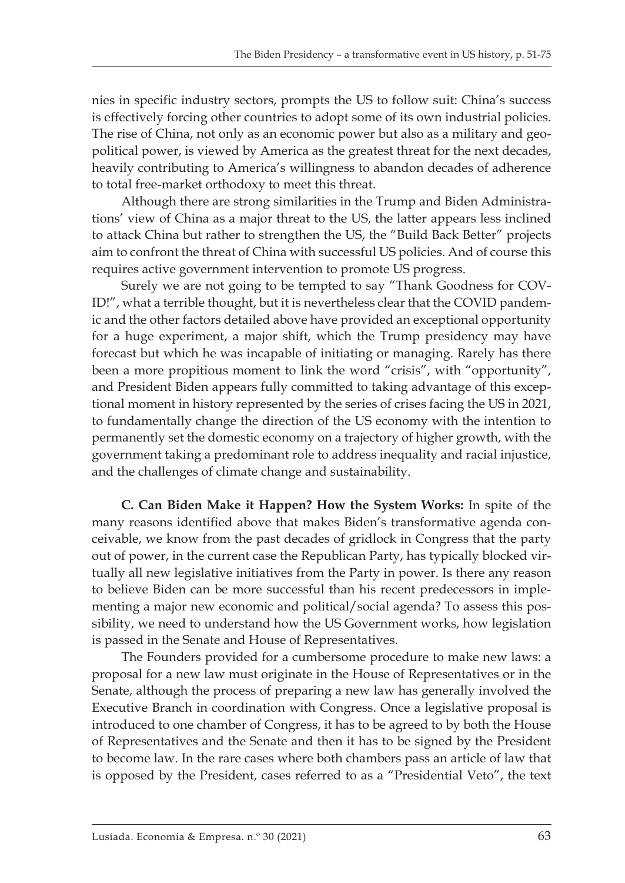nies in specific industry sectors, prompts the US to follow suit: China's success is effectively forcing other countries to adopt some of its own industrial policies. The rise of China, not only as an economic power but also as a military and geopolitical power, is viewed by America as the greatest threat for the next decades, heavily contributing to America's willingness to abandon decades of adherence to total free-market orthodoxy to meet this threat.

Although there are strong similarities in the Trump and Biden Administrations' view of China as a major threat to the US, the latter appears less inclined to attack China but rather to strengthen the US, the "Build Back Better" projects aim to confront the threat of China with successful US policies. And of course this requires active government intervention to promote US progress.

Surely we are not going to be tempted to say "Thank Goodness for COVID!", what a terrible thought, but it is nevertheless clear that the COVID pandemic and the other factors detailed above have provided an exceptional opportunity for a huge experiment, a major shift, which the Trump presidency may have forecast but which he was incapable of initiating or managing. Rarely has there been a more propitious moment to link the word "crisis", with "opportunity", and President Biden appears fully committed to taking advantage of this exceptional moment in history represented by the series of crises facing the US in 2021, to fundamentally change the direction of the US economy with the intention to permanently set the domestic economy on a trajectory of higher growth, with the government taking a predominant role to address inequality and racial injustice, and the challenges of climate change and sustainability.

**C. Can Biden Make it Happen? How the System Works:** In spite of the many reasons identified above that makes Biden's transformative agenda conceivable, we know from the past decades of gridlock in Congress that the party out of power, in the current case the Republican Party, has typically blocked virtually all new legislative initiatives from the Party in power. Is there any reason to believe Biden can be more successful than his recent predecessors in implementing a major new economic and political/social agenda? To assess this possibility, we need to understand how the US Government works, how legislation is passed in the Senate and House of Representatives.

The Founders provided for a cumbersome procedure to make new laws: a proposal for a new law must originate in the House of Representatives or in the Senate, although the process of preparing a new law has generally involved the Executive Branch in coordination with Congress. Once a legislative proposal is introduced to one chamber of Congress, it has to be agreed to by both the House of Representatives and the Senate and then it has to be signed by the President to become law. In the rare cases where both chambers pass an article of law that is opposed by the President, cases referred to as a "Presidential Veto", the text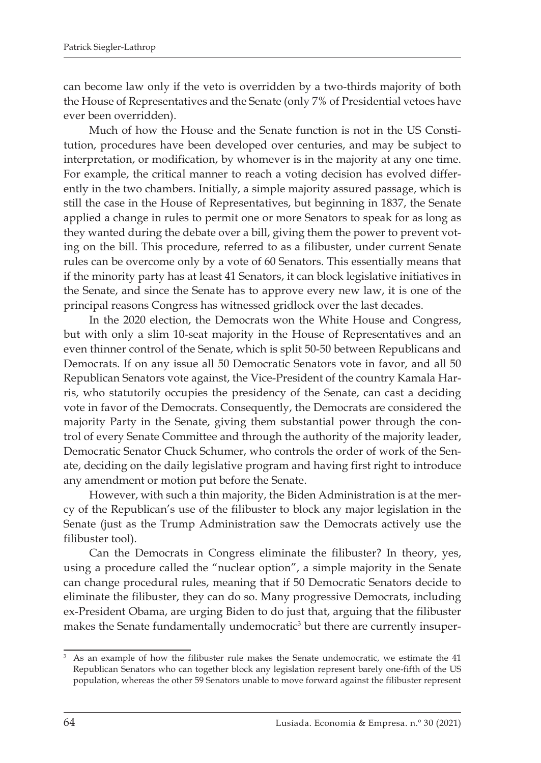can become law only if the veto is overridden by a two-thirds majority of both the House of Representatives and the Senate (only 7% of Presidential vetoes have ever been overridden).

Much of how the House and the Senate function is not in the US Constitution, procedures have been developed over centuries, and may be subject to interpretation, or modification, by whomever is in the majority at any one time. For example, the critical manner to reach a voting decision has evolved differently in the two chambers. Initially, a simple majority assured passage, which is still the case in the House of Representatives, but beginning in 1837, the Senate applied a change in rules to permit one or more Senators to speak for as long as they wanted during the debate over a bill, giving them the power to prevent voting on the bill. This procedure, referred to as a filibuster, under current Senate rules can be overcome only by a vote of 60 Senators. This essentially means that if the minority party has at least 41 Senators, it can block legislative initiatives in the Senate, and since the Senate has to approve every new law, it is one of the principal reasons Congress has witnessed gridlock over the last decades.

In the 2020 election, the Democrats won the White House and Congress, but with only a slim 10-seat majority in the House of Representatives and an even thinner control of the Senate, which is split 50-50 between Republicans and Democrats. If on any issue all 50 Democratic Senators vote in favor, and all 50 Republican Senators vote against, the Vice-President of the country Kamala Harris, who statutorily occupies the presidency of the Senate, can cast a deciding vote in favor of the Democrats. Consequently, the Democrats are considered the majority Party in the Senate, giving them substantial power through the control of every Senate Committee and through the authority of the majority leader, Democratic Senator Chuck Schumer, who controls the order of work of the Senate, deciding on the daily legislative program and having first right to introduce any amendment or motion put before the Senate.

However, with such a thin majority, the Biden Administration is at the mercy of the Republican's use of the filibuster to block any major legislation in the Senate (just as the Trump Administration saw the Democrats actively use the filibuster tool).

Can the Democrats in Congress eliminate the filibuster? In theory, yes, using a procedure called the "nuclear option", a simple majority in the Senate can change procedural rules, meaning that if 50 Democratic Senators decide to eliminate the filibuster, they can do so. Many progressive Democrats, including ex-President Obama, are urging Biden to do just that, arguing that the filibuster makes the Senate fundamentally undemocratic[3] but there are currently insuper-

[3] As an example of how the filibuster rule makes the Senate undemocratic, we estimate the 41 Republican Senators who can together block any legislation represent barely one-fifth of the US population, whereas the other 59 Senators unable to move forward against the filibuster represent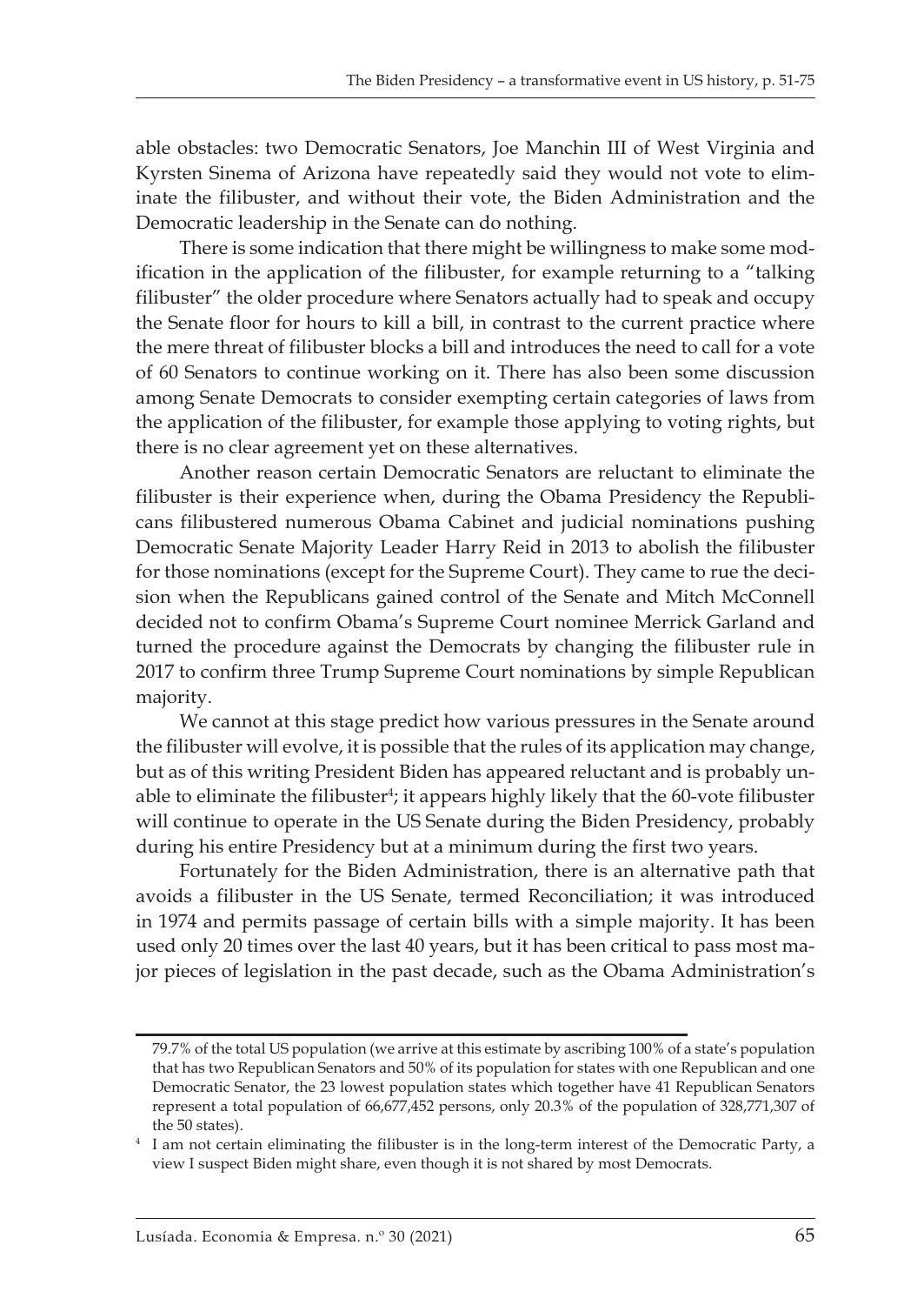able obstacles: two Democratic Senators, Joe Manchin III of West Virginia and Kyrsten Sinema of Arizona have repeatedly said they would not vote to eliminate the filibuster, and without their vote, the Biden Administration and the Democratic leadership in the Senate can do nothing.

There is some indication that there might be willingness to make some modification in the application of the filibuster, for example returning to a "talking filibuster" the older procedure where Senators actually had to speak and occupy the Senate floor for hours to kill a bill, in contrast to the current practice where the mere threat of filibuster blocks a bill and introduces the need to call for a vote of 60 Senators to continue working on it. There has also been some discussion among Senate Democrats to consider exempting certain categories of laws from the application of the filibuster, for example those applying to voting rights, but there is no clear agreement yet on these alternatives.

Another reason certain Democratic Senators are reluctant to eliminate the filibuster is their experience when, during the Obama Presidency the Republicans filibustered numerous Obama Cabinet and judicial nominations pushing Democratic Senate Majority Leader Harry Reid in 2013 to abolish the filibuster for those nominations (except for the Supreme Court). They came to rue the decision when the Republicans gained control of the Senate and Mitch McConnell decided not to confirm Obama's Supreme Court nominee Merrick Garland and turned the procedure against the Democrats by changing the filibuster rule in 2017 to confirm three Trump Supreme Court nominations by simple Republican majority.

We cannot at this stage predict how various pressures in the Senate around the filibuster will evolve, it is possible that the rules of its application may change, but as of this writing President Biden has appeared reluctant and is probably unable to eliminate the filibuster[4]; it appears highly likely that the 60-vote filibuster will continue to operate in the US Senate during the Biden Presidency, probably during his entire Presidency but at a minimum during the first two years.

Fortunately for the Biden Administration, there is an alternative path that avoids a filibuster in the US Senate, termed Reconciliation; it was introduced in 1974 and permits passage of certain bills with a simple majority. It has been used only 20 times over the last 40 years, but it has been critical to pass most major pieces of legislation in the past decade, such as the Obama Administration's

---

79.7% of the total US population (we arrive at this estimate by ascribing 100% of a state's population that has two Republican Senators and 50% of its population for states with one Republican and one Democratic Senator, the 23 lowest population states which together have 41 Republican Senators represent a total population of 66,677,452 persons, only 20.3% of the population of 328,771,307 of the 50 states).

[4] I am not certain eliminating the filibuster is in the long-term interest of the Democratic Party, a view I suspect Biden might share, even though it is not shared by most Democrats.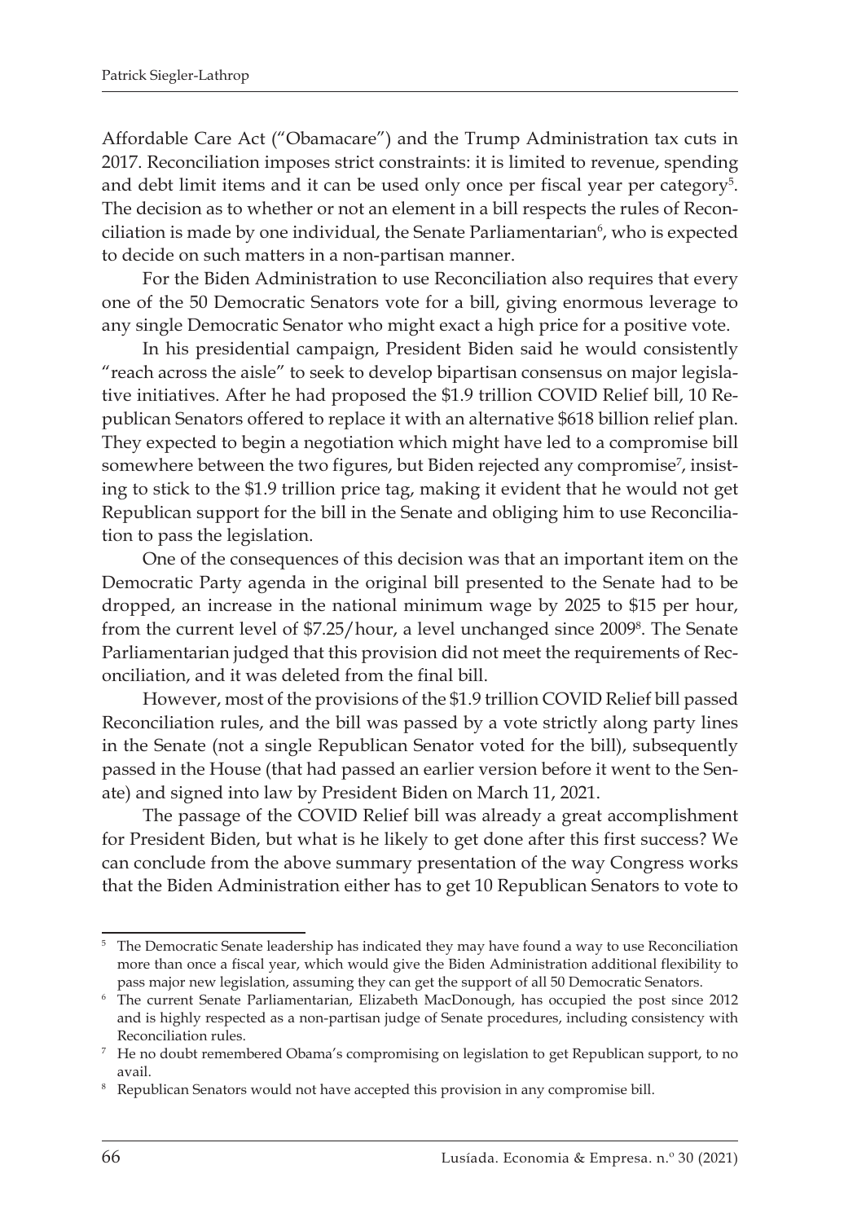Affordable Care Act ("Obamacare") and the Trump Administration tax cuts in 2017. Reconciliation imposes strict constraints: it is limited to revenue, spending and debt limit items and it can be used only once per fiscal year per category[5]. The decision as to whether or not an element in a bill respects the rules of Reconciliation is made by one individual, the Senate Parliamentarian[6], who is expected to decide on such matters in a non-partisan manner.

For the Biden Administration to use Reconciliation also requires that every one of the 50 Democratic Senators vote for a bill, giving enormous leverage to any single Democratic Senator who might exact a high price for a positive vote.

In his presidential campaign, President Biden said he would consistently "reach across the aisle" to seek to develop bipartisan consensus on major legislative initiatives. After he had proposed the $1.9 trillion COVID Relief bill, 10 Republican Senators offered to replace it with an alternative $618 billion relief plan. They expected to begin a negotiation which might have led to a compromise bill somewhere between the two figures, but Biden rejected any compromise[7], insisting to stick to the $1.9 trillion price tag, making it evident that he would not get Republican support for the bill in the Senate and obliging him to use Reconciliation to pass the legislation.

One of the consequences of this decision was that an important item on the Democratic Party agenda in the original bill presented to the Senate had to be dropped, an increase in the national minimum wage by 2025 to $15 per hour, from the current level of $7.25/hour, a level unchanged since 2009[8]. The Senate Parliamentarian judged that this provision did not meet the requirements of Reconciliation, and it was deleted from the final bill.

However, most of the provisions of the $1.9 trillion COVID Relief bill passed Reconciliation rules, and the bill was passed by a vote strictly along party lines in the Senate (not a single Republican Senator voted for the bill), subsequently passed in the House (that had passed an earlier version before it went to the Senate) and signed into law by President Biden on March 11, 2021.

The passage of the COVID Relief bill was already a great accomplishment for President Biden, but what is he likely to get done after this first success? We can conclude from the above summary presentation of the way Congress works that the Biden Administration either has to get 10 Republican Senators to vote to

---

[5] The Democratic Senate leadership has indicated they may have found a way to use Reconciliation more than once a fiscal year, which would give the Biden Administration additional flexibility to pass major new legislation, assuming they can get the support of all 50 Democratic Senators.

[6] The current Senate Parliamentarian, Elizabeth MacDonough, has occupied the post since 2012 and is highly respected as a non-partisan judge of Senate procedures, including consistency with Reconciliation rules.

[7] He no doubt remembered Obama's compromising on legislation to get Republican support, to no avail.

[8] Republican Senators would not have accepted this provision in any compromise bill.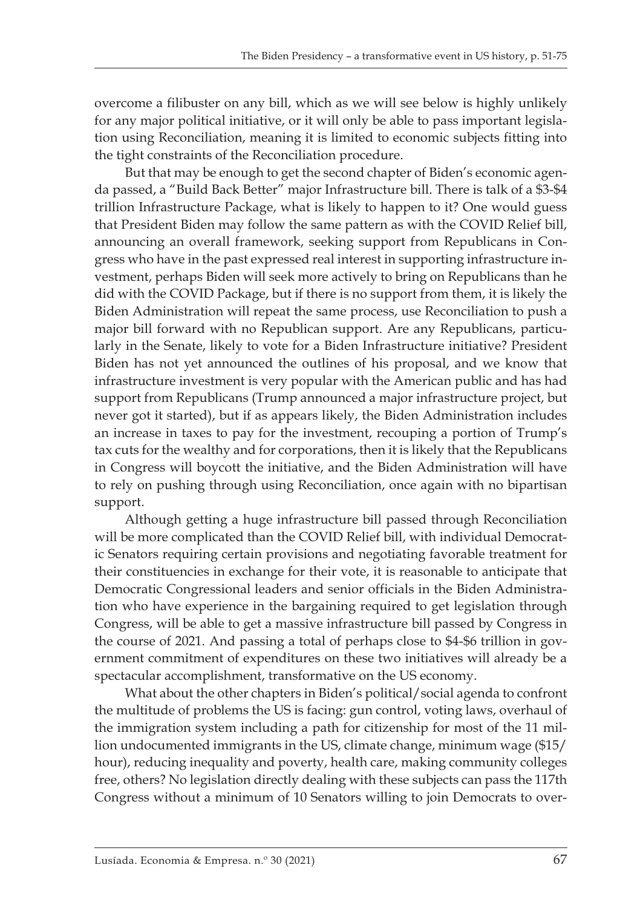overcome a filibuster on any bill, which as we will see below is highly unlikely for any major political initiative, or it will only be able to pass important legislation using Reconciliation, meaning it is limited to economic subjects fitting into the tight constraints of the Reconciliation procedure.

But that may be enough to get the second chapter of Biden's economic agenda passed, a "Build Back Better" major Infrastructure bill. There is talk of a $3-$4 trillion Infrastructure Package, what is likely to happen to it? One would guess that President Biden may follow the same pattern as with the COVID Relief bill, announcing an overall framework, seeking support from Republicans in Congress who have in the past expressed real interest in supporting infrastructure investment, perhaps Biden will seek more actively to bring on Republicans than he did with the COVID Package, but if there is no support from them, it is likely the Biden Administration will repeat the same process, use Reconciliation to push a major bill forward with no Republican support. Are any Republicans, particularly in the Senate, likely to vote for a Biden Infrastructure initiative? President Biden has not yet announced the outlines of his proposal, and we know that infrastructure investment is very popular with the American public and has had support from Republicans (Trump announced a major infrastructure project, but never got it started), but if as appears likely, the Biden Administration includes an increase in taxes to pay for the investment, recouping a portion of Trump's tax cuts for the wealthy and for corporations, then it is likely that the Republicans in Congress will boycott the initiative, and the Biden Administration will have to rely on pushing through using Reconciliation, once again with no bipartisan support.

Although getting a huge infrastructure bill passed through Reconciliation will be more complicated than the COVID Relief bill, with individual Democratic Senators requiring certain provisions and negotiating favorable treatment for their constituencies in exchange for their vote, it is reasonable to anticipate that Democratic Congressional leaders and senior officials in the Biden Administration who have experience in the bargaining required to get legislation through Congress, will be able to get a massive infrastructure bill passed by Congress in the course of 2021. And passing a total of perhaps close to $4-$6 trillion in government commitment of expenditures on these two initiatives will already be a spectacular accomplishment, transformative on the US economy.

What about the other chapters in Biden's political/social agenda to confront the multitude of problems the US is facing: gun control, voting laws, overhaul of the immigration system including a path for citizenship for most of the 11 million undocumented immigrants in the US, climate change, minimum wage ($15/hour), reducing inequality and poverty, health care, making community colleges free, others? No legislation directly dealing with these subjects can pass the 117th Congress without a minimum of 10 Senators willing to join Democrats to over-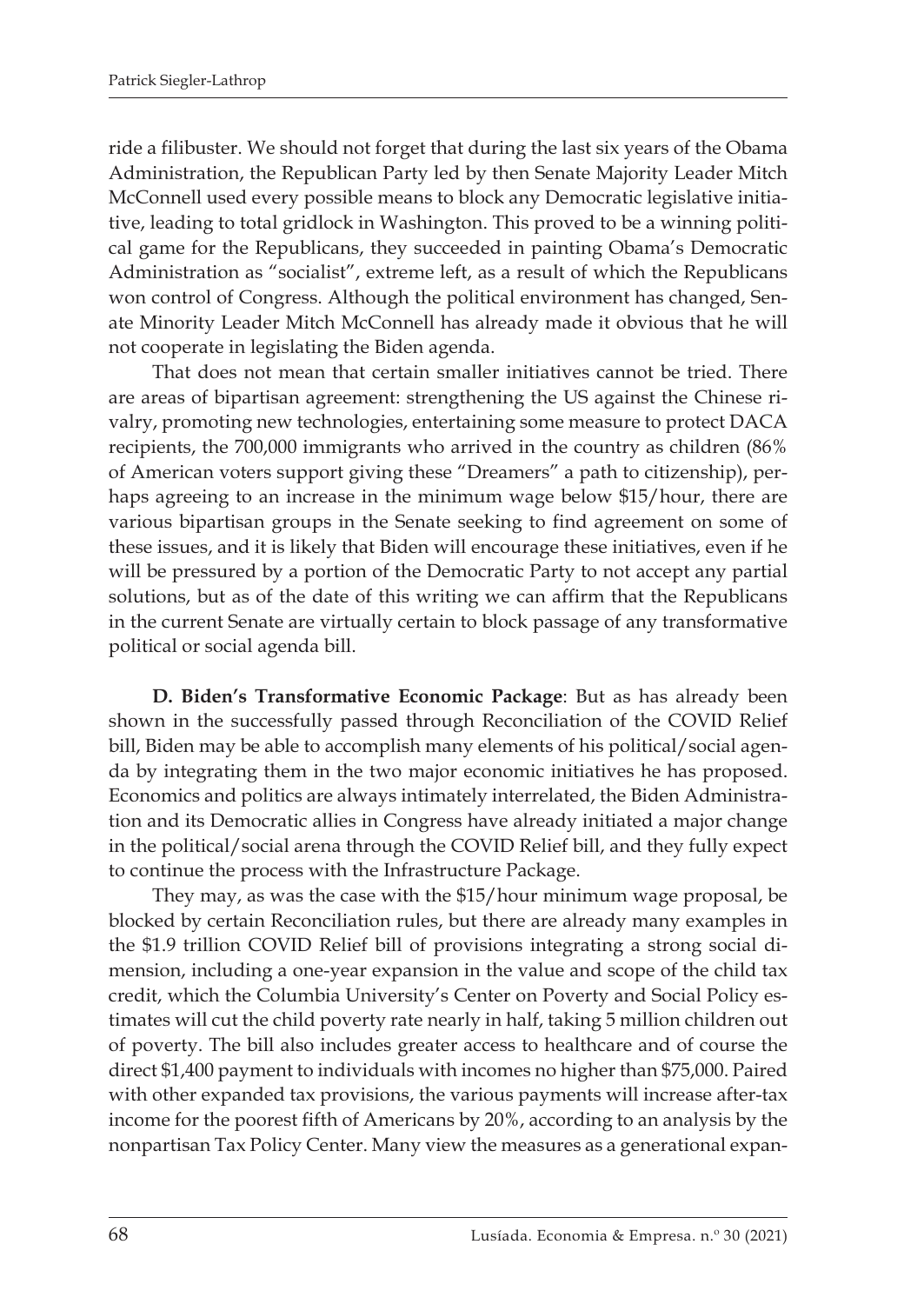ride a filibuster. We should not forget that during the last six years of the Obama Administration, the Republican Party led by then Senate Majority Leader Mitch McConnell used every possible means to block any Democratic legislative initiative, leading to total gridlock in Washington. This proved to be a winning political game for the Republicans, they succeeded in painting Obama's Democratic Administration as "socialist", extreme left, as a result of which the Republicans won control of Congress. Although the political environment has changed, Senate Minority Leader Mitch McConnell has already made it obvious that he will not cooperate in legislating the Biden agenda.

That does not mean that certain smaller initiatives cannot be tried. There are areas of bipartisan agreement: strengthening the US against the Chinese rivalry, promoting new technologies, entertaining some measure to protect DACA recipients, the 700,000 immigrants who arrived in the country as children (86% of American voters support giving these "Dreamers" a path to citizenship), perhaps agreeing to an increase in the minimum wage below $15/hour, there are various bipartisan groups in the Senate seeking to find agreement on some of these issues, and it is likely that Biden will encourage these initiatives, even if he will be pressured by a portion of the Democratic Party to not accept any partial solutions, but as of the date of this writing we can affirm that the Republicans in the current Senate are virtually certain to block passage of any transformative political or social agenda bill.

**D. Biden's Transformative Economic Package**: But as has already been shown in the successfully passed through Reconciliation of the COVID Relief bill, Biden may be able to accomplish many elements of his political/social agenda by integrating them in the two major economic initiatives he has proposed. Economics and politics are always intimately interrelated, the Biden Administration and its Democratic allies in Congress have already initiated a major change in the political/social arena through the COVID Relief bill, and they fully expect to continue the process with the Infrastructure Package.

They may, as was the case with the $15/hour minimum wage proposal, be blocked by certain Reconciliation rules, but there are already many examples in the $1.9 trillion COVID Relief bill of provisions integrating a strong social dimension, including a one-year expansion in the value and scope of the child tax credit, which the Columbia University's Center on Poverty and Social Policy estimates will cut the child poverty rate nearly in half, taking 5 million children out of poverty. The bill also includes greater access to healthcare and of course the direct $1,400 payment to individuals with incomes no higher than $75,000. Paired with other expanded tax provisions, the various payments will increase after-tax income for the poorest fifth of Americans by 20%, according to an analysis by the nonpartisan Tax Policy Center. Many view the measures as a generational expan-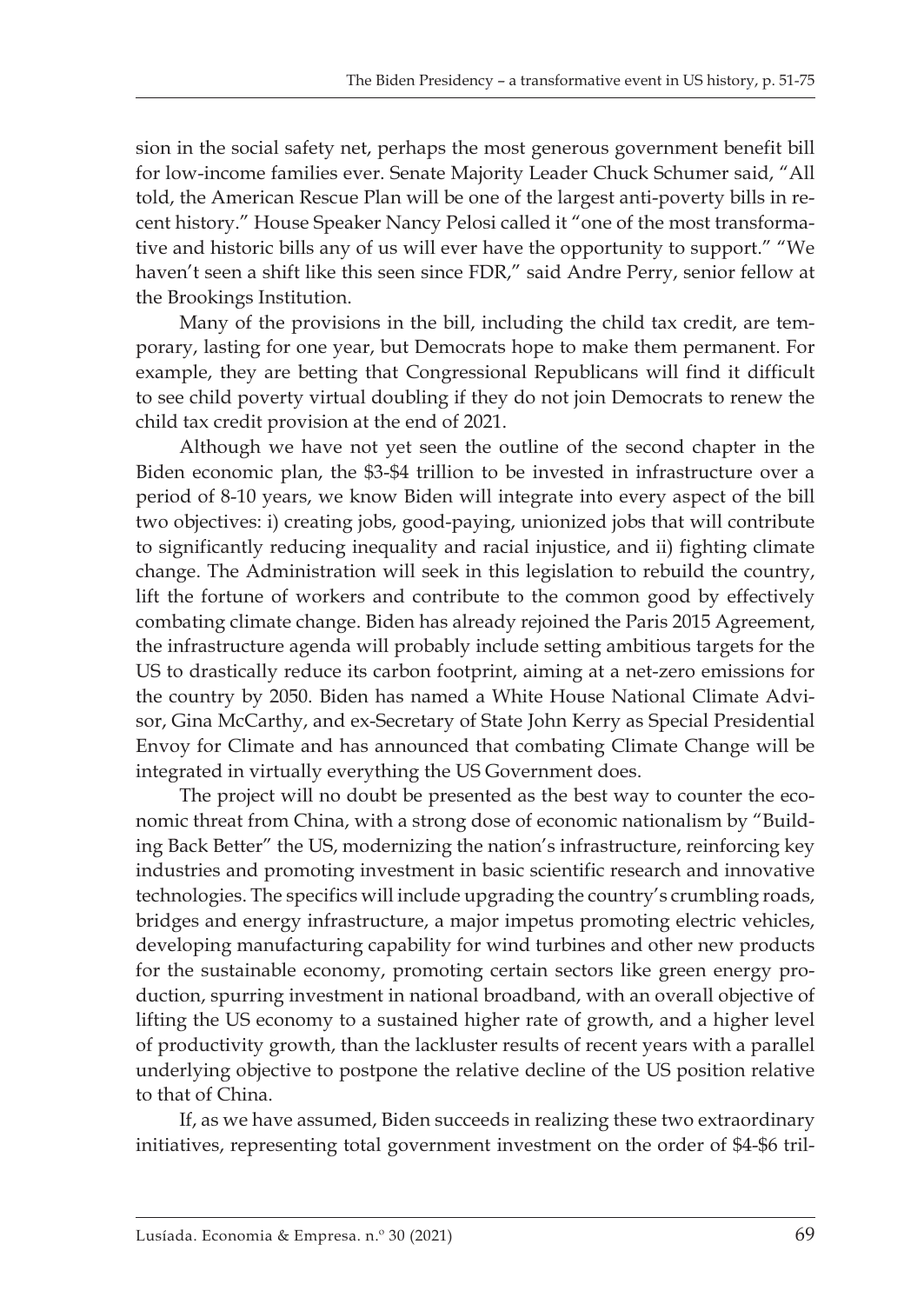sion in the social safety net, perhaps the most generous government benefit bill for low-income families ever. Senate Majority Leader Chuck Schumer said, "All told, the American Rescue Plan will be one of the largest anti-poverty bills in recent history." House Speaker Nancy Pelosi called it "one of the most transformative and historic bills any of us will ever have the opportunity to support." "We haven't seen a shift like this seen since FDR," said Andre Perry, senior fellow at the Brookings Institution.

Many of the provisions in the bill, including the child tax credit, are temporary, lasting for one year, but Democrats hope to make them permanent. For example, they are betting that Congressional Republicans will find it difficult to see child poverty virtual doubling if they do not join Democrats to renew the child tax credit provision at the end of 2021.

Although we have not yet seen the outline of the second chapter in the Biden economic plan, the $3-$4 trillion to be invested in infrastructure over a period of 8-10 years, we know Biden will integrate into every aspect of the bill two objectives: i) creating jobs, good-paying, unionized jobs that will contribute to significantly reducing inequality and racial injustice, and ii) fighting climate change. The Administration will seek in this legislation to rebuild the country, lift the fortune of workers and contribute to the common good by effectively combating climate change. Biden has already rejoined the Paris 2015 Agreement, the infrastructure agenda will probably include setting ambitious targets for the US to drastically reduce its carbon footprint, aiming at a net-zero emissions for the country by 2050. Biden has named a White House National Climate Advisor, Gina McCarthy, and ex-Secretary of State John Kerry as Special Presidential Envoy for Climate and has announced that combating Climate Change will be integrated in virtually everything the US Government does.

The project will no doubt be presented as the best way to counter the economic threat from China, with a strong dose of economic nationalism by "Building Back Better" the US, modernizing the nation's infrastructure, reinforcing key industries and promoting investment in basic scientific research and innovative technologies. The specifics will include upgrading the country's crumbling roads, bridges and energy infrastructure, a major impetus promoting electric vehicles, developing manufacturing capability for wind turbines and other new products for the sustainable economy, promoting certain sectors like green energy production, spurring investment in national broadband, with an overall objective of lifting the US economy to a sustained higher rate of growth, and a higher level of productivity growth, than the lackluster results of recent years with a parallel underlying objective to postpone the relative decline of the US position relative to that of China.

If, as we have assumed, Biden succeeds in realizing these two extraordinary initiatives, representing total government investment on the order of $4-$6 tril-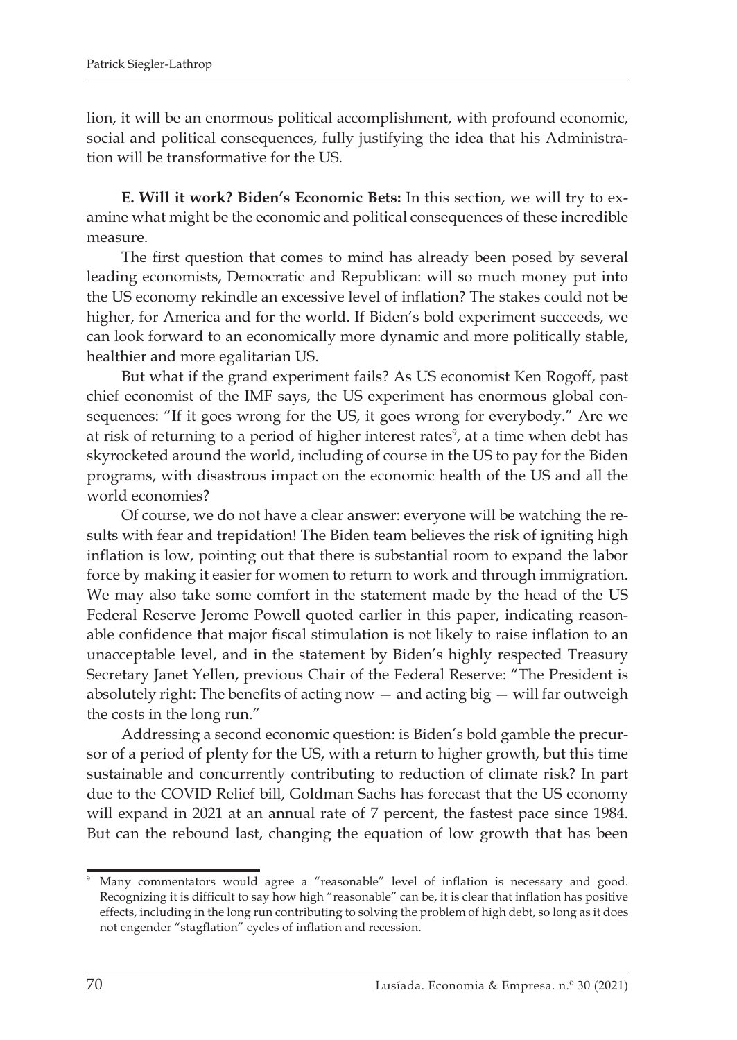lion, it will be an enormous political accomplishment, with profound economic, social and political consequences, fully justifying the idea that his Administration will be transformative for the US.

**E. Will it work? Biden's Economic Bets:** In this section, we will try to examine what might be the economic and political consequences of these incredible measure.

The first question that comes to mind has already been posed by several leading economists, Democratic and Republican: will so much money put into the US economy rekindle an excessive level of inflation? The stakes could not be higher, for America and for the world. If Biden's bold experiment succeeds, we can look forward to an economically more dynamic and more politically stable, healthier and more egalitarian US.

But what if the grand experiment fails? As US economist Ken Rogoff, past chief economist of the IMF says, the US experiment has enormous global consequences: "If it goes wrong for the US, it goes wrong for everybody." Are we at risk of returning to a period of higher interest rates[9], at a time when debt has skyrocketed around the world, including of course in the US to pay for the Biden programs, with disastrous impact on the economic health of the US and all the world economies?

Of course, we do not have a clear answer: everyone will be watching the results with fear and trepidation! The Biden team believes the risk of igniting high inflation is low, pointing out that there is substantial room to expand the labor force by making it easier for women to return to work and through immigration. We may also take some comfort in the statement made by the head of the US Federal Reserve Jerome Powell quoted earlier in this paper, indicating reasonable confidence that major fiscal stimulation is not likely to raise inflation to an unacceptable level, and in the statement by Biden's highly respected Treasury Secretary Janet Yellen, previous Chair of the Federal Reserve: "The President is absolutely right: The benefits of acting now — and acting big — will far outweigh the costs in the long run."

Addressing a second economic question: is Biden's bold gamble the precursor of a period of plenty for the US, with a return to higher growth, but this time sustainable and concurrently contributing to reduction of climate risk? In part due to the COVID Relief bill, Goldman Sachs has forecast that the US economy will expand in 2021 at an annual rate of 7 percent, the fastest pace since 1984. But can the rebound last, changing the equation of low growth that has been

---

[9] Many commentators would agree a "reasonable" level of inflation is necessary and good. Recognizing it is difficult to say how high "reasonable" can be, it is clear that inflation has positive effects, including in the long run contributing to solving the problem of high debt, so long as it does not engender "stagflation" cycles of inflation and recession.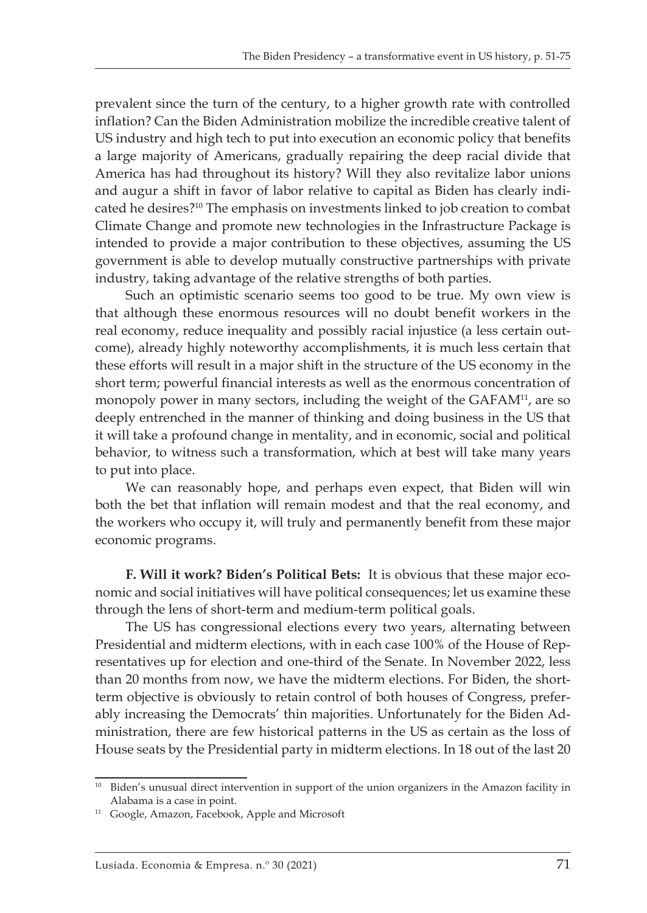prevalent since the turn of the century, to a higher growth rate with controlled inflation? Can the Biden Administration mobilize the incredible creative talent of US industry and high tech to put into execution an economic policy that benefits a large majority of Americans, gradually repairing the deep racial divide that America has had throughout its history? Will they also revitalize labor unions and augur a shift in favor of labor relative to capital as Biden has clearly indicated he desires?[10] The emphasis on investments linked to job creation to combat Climate Change and promote new technologies in the Infrastructure Package is intended to provide a major contribution to these objectives, assuming the US government is able to develop mutually constructive partnerships with private industry, taking advantage of the relative strengths of both parties.

Such an optimistic scenario seems too good to be true. My own view is that although these enormous resources will no doubt benefit workers in the real economy, reduce inequality and possibly racial injustice (a less certain outcome), already highly noteworthy accomplishments, it is much less certain that these efforts will result in a major shift in the structure of the US economy in the short term; powerful financial interests as well as the enormous concentration of monopoly power in many sectors, including the weight of the GAFAM[11], are so deeply entrenched in the manner of thinking and doing business in the US that it will take a profound change in mentality, and in economic, social and political behavior, to witness such a transformation, which at best will take many years to put into place.

We can reasonably hope, and perhaps even expect, that Biden will win both the bet that inflation will remain modest and that the real economy, and the workers who occupy it, will truly and permanently benefit from these major economic programs.

**F. Will it work? Biden's Political Bets:** It is obvious that these major economic and social initiatives will have political consequences; let us examine these through the lens of short-term and medium-term political goals.

The US has congressional elections every two years, alternating between Presidential and midterm elections, with in each case 100% of the House of Representatives up for election and one-third of the Senate. In November 2022, less than 20 months from now, we have the midterm elections. For Biden, the short-term objective is obviously to retain control of both houses of Congress, preferably increasing the Democrats' thin majorities. Unfortunately for the Biden Administration, there are few historical patterns in the US as certain as the loss of House seats by the Presidential party in midterm elections. In 18 out of the last 20

---

[10] Biden's unusual direct intervention in support of the union organizers in the Amazon facility in Alabama is a case in point.

[11] Google, Amazon, Facebook, Apple and Microsoft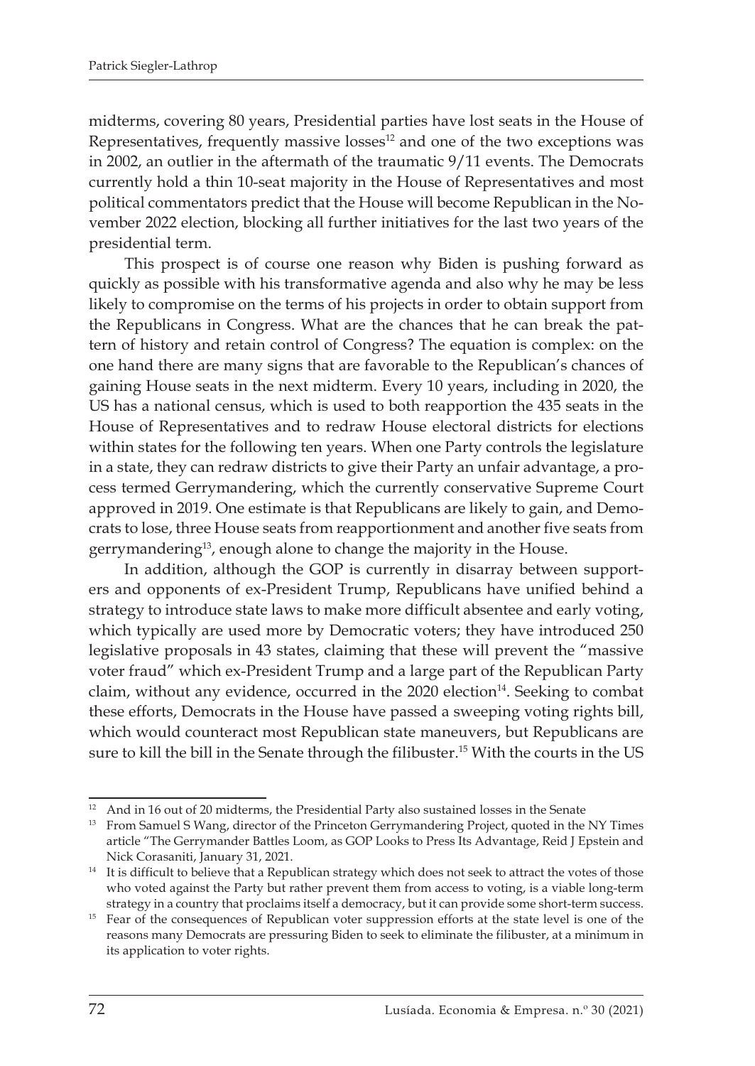midterms, covering 80 years, Presidential parties have lost seats in the House of Representatives, frequently massive losses[12] and one of the two exceptions was in 2002, an outlier in the aftermath of the traumatic 9/11 events. The Democrats currently hold a thin 10-seat majority in the House of Representatives and most political commentators predict that the House will become Republican in the November 2022 election, blocking all further initiatives for the last two years of the presidential term.

This prospect is of course one reason why Biden is pushing forward as quickly as possible with his transformative agenda and also why he may be less likely to compromise on the terms of his projects in order to obtain support from the Republicans in Congress. What are the chances that he can break the pattern of history and retain control of Congress? The equation is complex: on the one hand there are many signs that are favorable to the Republican's chances of gaining House seats in the next midterm. Every 10 years, including in 2020, the US has a national census, which is used to both reapportion the 435 seats in the House of Representatives and to redraw House electoral districts for elections within states for the following ten years. When one Party controls the legislature in a state, they can redraw districts to give their Party an unfair advantage, a process termed Gerrymandering, which the currently conservative Supreme Court approved in 2019. One estimate is that Republicans are likely to gain, and Democrats to lose, three House seats from reapportionment and another five seats from gerrymandering[13], enough alone to change the majority in the House.

In addition, although the GOP is currently in disarray between supporters and opponents of ex-President Trump, Republicans have unified behind a strategy to introduce state laws to make more difficult absentee and early voting, which typically are used more by Democratic voters; they have introduced 250 legislative proposals in 43 states, claiming that these will prevent the "massive voter fraud" which ex-President Trump and a large part of the Republican Party claim, without any evidence, occurred in the 2020 election[14]. Seeking to combat these efforts, Democrats in the House have passed a sweeping voting rights bill, which would counteract most Republican state maneuvers, but Republicans are sure to kill the bill in the Senate through the filibuster.[15] With the courts in the US

---

[12] And in 16 out of 20 midterms, the Presidential Party also sustained losses in the Senate

[13] From Samuel S Wang, director of the Princeton Gerrymandering Project, quoted in the NY Times article "The Gerrymander Battles Loom, as GOP Looks to Press Its Advantage, Reid J Epstein and Nick Corasaniti, January 31, 2021.

[14] It is difficult to believe that a Republican strategy which does not seek to attract the votes of those who voted against the Party but rather prevent them from access to voting, is a viable long-term strategy in a country that proclaims itself a democracy, but it can provide some short-term success.

[15] Fear of the consequences of Republican voter suppression efforts at the state level is one of the reasons many Democrats are pressuring Biden to seek to eliminate the filibuster, at a minimum in its application to voter rights.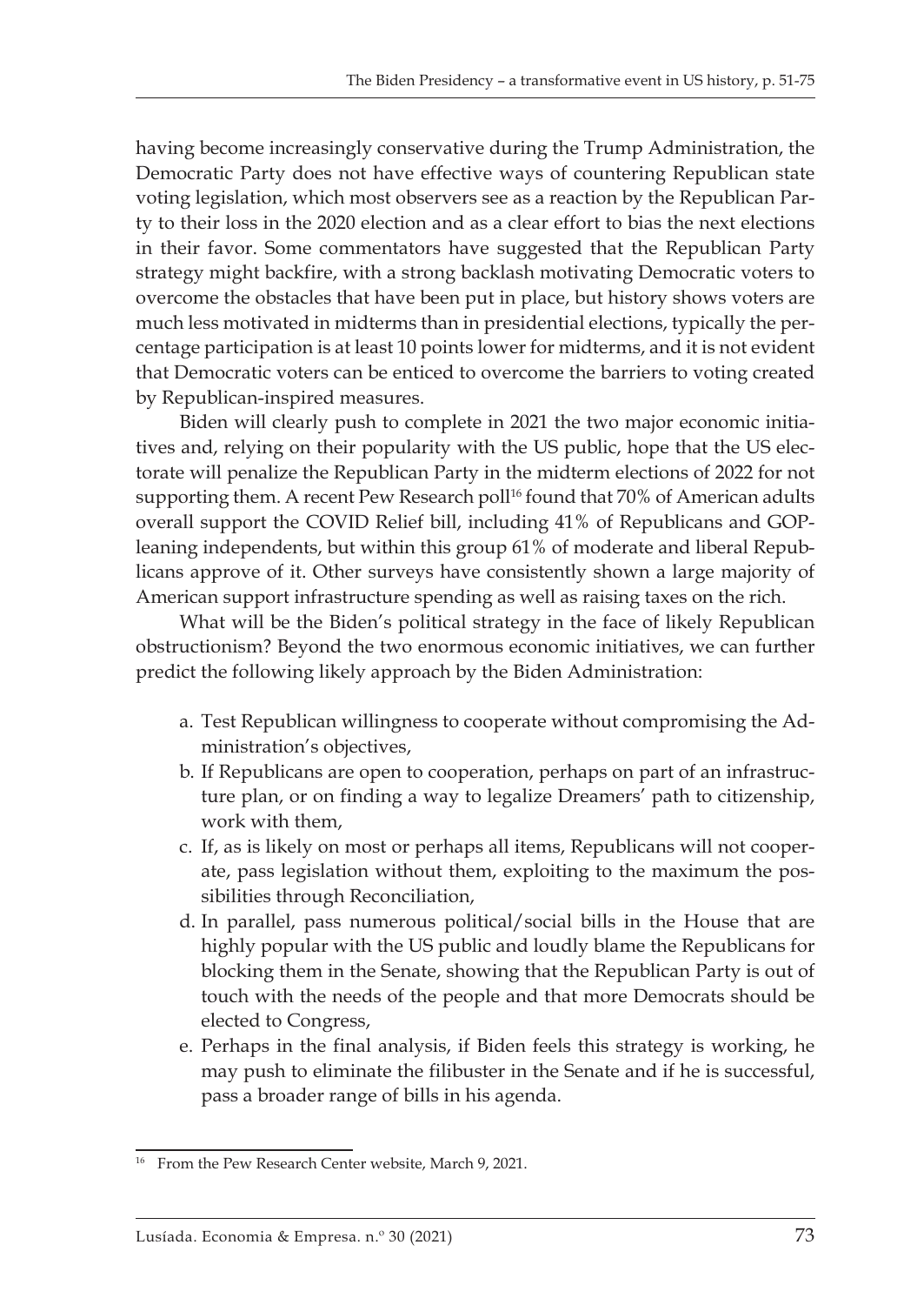having become increasingly conservative during the Trump Administration, the Democratic Party does not have effective ways of countering Republican state voting legislation, which most observers see as a reaction by the Republican Party to their loss in the 2020 election and as a clear effort to bias the next elections in their favor. Some commentators have suggested that the Republican Party strategy might backfire, with a strong backlash motivating Democratic voters to overcome the obstacles that have been put in place, but history shows voters are much less motivated in midterms than in presidential elections, typically the percentage participation is at least 10 points lower for midterms, and it is not evident that Democratic voters can be enticed to overcome the barriers to voting created by Republican-inspired measures.

Biden will clearly push to complete in 2021 the two major economic initiatives and, relying on their popularity with the US public, hope that the US electorate will penalize the Republican Party in the midterm elections of 2022 for not supporting them. A recent Pew Research poll[16] found that 70% of American adults overall support the COVID Relief bill, including 41% of Republicans and GOP-leaning independents, but within this group 61% of moderate and liberal Republicans approve of it. Other surveys have consistently shown a large majority of American support infrastructure spending as well as raising taxes on the rich.

What will be the Biden's political strategy in the face of likely Republican obstructionism? Beyond the two enormous economic initiatives, we can further predict the following likely approach by the Biden Administration:

a. Test Republican willingness to cooperate without compromising the Administration's objectives,
b. If Republicans are open to cooperation, perhaps on part of an infrastructure plan, or on finding a way to legalize Dreamers' path to citizenship, work with them,
c. If, as is likely on most or perhaps all items, Republicans will not cooperate, pass legislation without them, exploiting to the maximum the possibilities through Reconciliation,
d. In parallel, pass numerous political/social bills in the House that are highly popular with the US public and loudly blame the Republicans for blocking them in the Senate, showing that the Republican Party is out of touch with the needs of the people and that more Democrats should be elected to Congress,
e. Perhaps in the final analysis, if Biden feels this strategy is working, he may push to eliminate the filibuster in the Senate and if he is successful, pass a broader range of bills in his agenda.

[16] From the Pew Research Center website, March 9, 2021.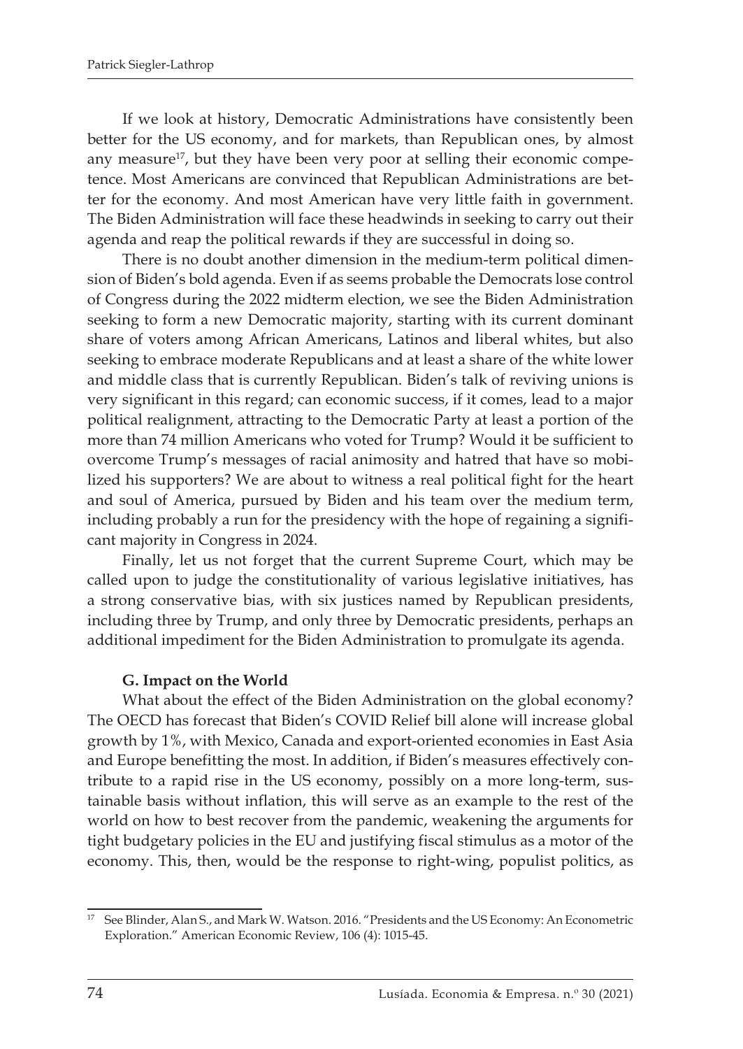If we look at history, Democratic Administrations have consistently been better for the US economy, and for markets, than Republican ones, by almost any measure[17], but they have been very poor at selling their economic competence. Most Americans are convinced that Republican Administrations are better for the economy. And most American have very little faith in government. The Biden Administration will face these headwinds in seeking to carry out their agenda and reap the political rewards if they are successful in doing so.

There is no doubt another dimension in the medium-term political dimension of Biden's bold agenda. Even if as seems probable the Democrats lose control of Congress during the 2022 midterm election, we see the Biden Administration seeking to form a new Democratic majority, starting with its current dominant share of voters among African Americans, Latinos and liberal whites, but also seeking to embrace moderate Republicans and at least a share of the white lower and middle class that is currently Republican. Biden's talk of reviving unions is very significant in this regard; can economic success, if it comes, lead to a major political realignment, attracting to the Democratic Party at least a portion of the more than 74 million Americans who voted for Trump? Would it be sufficient to overcome Trump's messages of racial animosity and hatred that have so mobilized his supporters? We are about to witness a real political fight for the heart and soul of America, pursued by Biden and his team over the medium term, including probably a run for the presidency with the hope of regaining a significant majority in Congress in 2024.

Finally, let us not forget that the current Supreme Court, which may be called upon to judge the constitutionality of various legislative initiatives, has a strong conservative bias, with six justices named by Republican presidents, including three by Trump, and only three by Democratic presidents, perhaps an additional impediment for the Biden Administration to promulgate its agenda.

### G. Impact on the World

What about the effect of the Biden Administration on the global economy? The OECD has forecast that Biden's COVID Relief bill alone will increase global growth by 1%, with Mexico, Canada and export-oriented economies in East Asia and Europe benefitting the most. In addition, if Biden's measures effectively contribute to a rapid rise in the US economy, possibly on a more long-term, sustainable basis without inflation, this will serve as an example to the rest of the world on how to best recover from the pandemic, weakening the arguments for tight budgetary policies in the EU and justifying fiscal stimulus as a motor of the economy. This, then, would be the response to right-wing, populist politics, as

---

[17] See Blinder, Alan S., and Mark W. Watson. 2016. "Presidents and the US Economy: An Econometric Exploration." American Economic Review, 106 (4): 1015-45.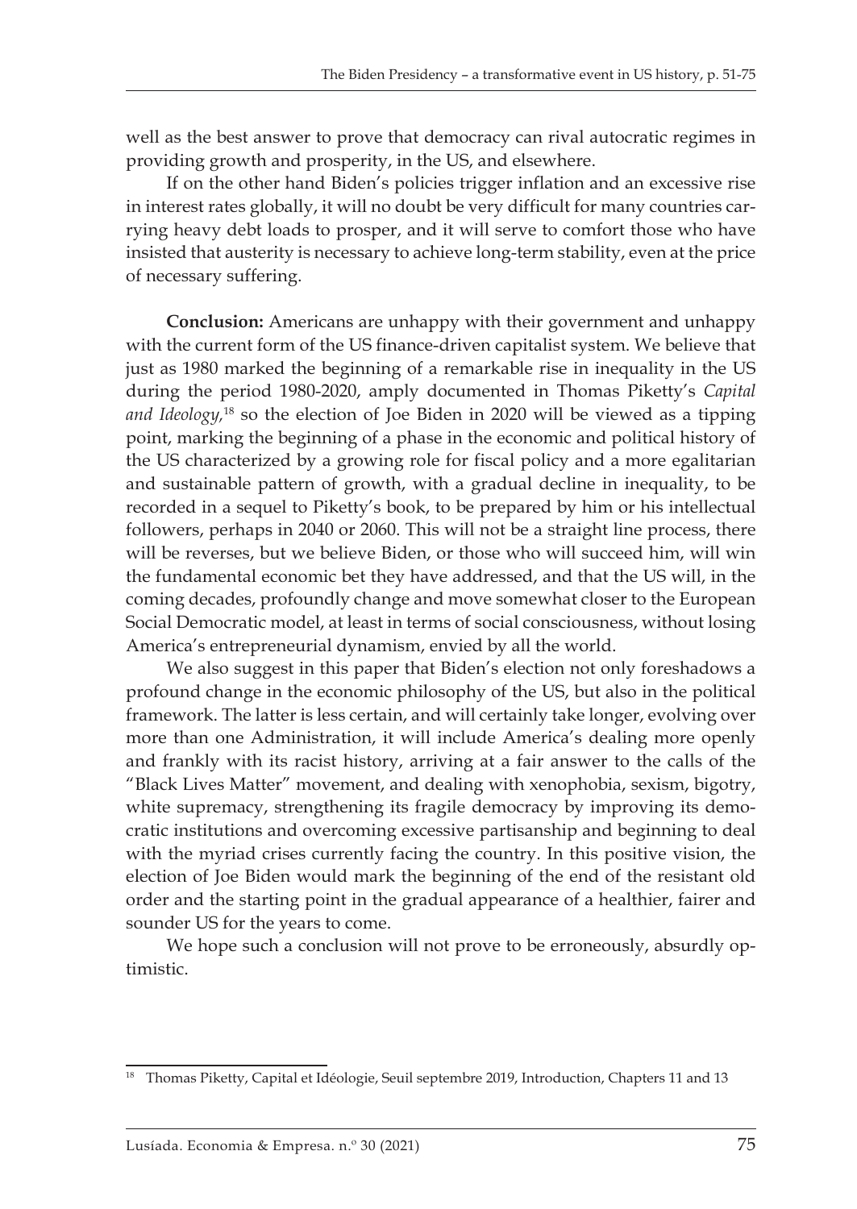well as the best answer to prove that democracy can rival autocratic regimes in providing growth and prosperity, in the US, and elsewhere.

If on the other hand Biden's policies trigger inflation and an excessive rise in interest rates globally, it will no doubt be very difficult for many countries carrying heavy debt loads to prosper, and it will serve to comfort those who have insisted that austerity is necessary to achieve long-term stability, even at the price of necessary suffering.

**Conclusion:** Americans are unhappy with their government and unhappy with the current form of the US finance-driven capitalist system. We believe that just as 1980 marked the beginning of a remarkable rise in inequality in the US during the period 1980-2020, amply documented in Thomas Piketty's *Capital and Ideology*,[18] so the election of Joe Biden in 2020 will be viewed as a tipping point, marking the beginning of a phase in the economic and political history of the US characterized by a growing role for fiscal policy and a more egalitarian and sustainable pattern of growth, with a gradual decline in inequality, to be recorded in a sequel to Piketty's book, to be prepared by him or his intellectual followers, perhaps in 2040 or 2060. This will not be a straight line process, there will be reverses, but we believe Biden, or those who will succeed him, will win the fundamental economic bet they have addressed, and that the US will, in the coming decades, profoundly change and move somewhat closer to the European Social Democratic model, at least in terms of social consciousness, without losing America's entrepreneurial dynamism, envied by all the world.

We also suggest in this paper that Biden's election not only foreshadows a profound change in the economic philosophy of the US, but also in the political framework. The latter is less certain, and will certainly take longer, evolving over more than one Administration, it will include America's dealing more openly and frankly with its racist history, arriving at a fair answer to the calls of the "Black Lives Matter" movement, and dealing with xenophobia, sexism, bigotry, white supremacy, strengthening its fragile democracy by improving its democratic institutions and overcoming excessive partisanship and beginning to deal with the myriad crises currently facing the country. In this positive vision, the election of Joe Biden would mark the beginning of the end of the resistant old order and the starting point in the gradual appearance of a healthier, fairer and sounder US for the years to come.

We hope such a conclusion will not prove to be erroneously, absurdly optimistic.

[18] Thomas Piketty, Capital et Idéologie, Seuil septembre 2019, Introduction, Chapters 11 and 13